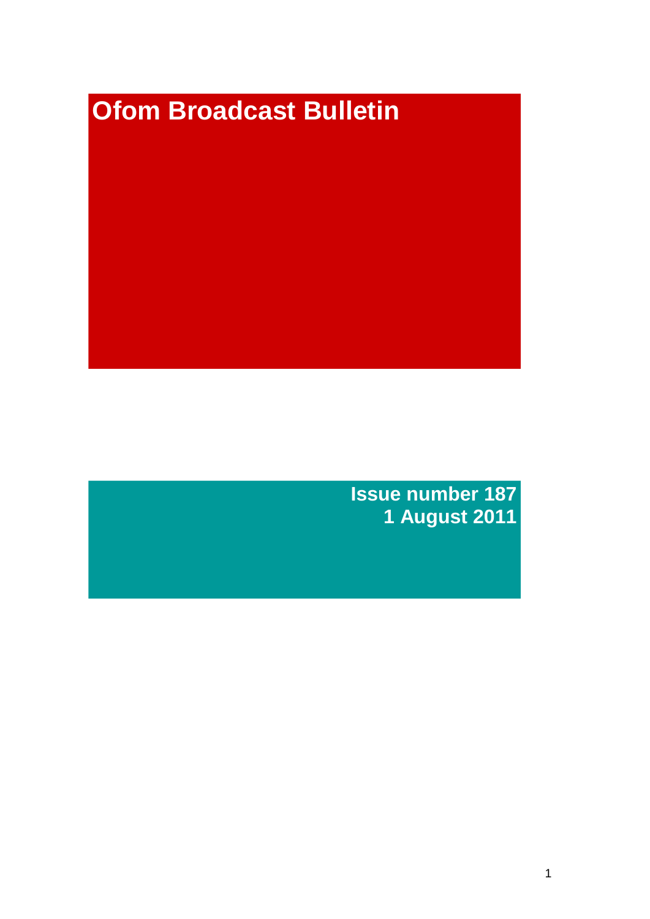# Ofom Broadcast Bulletin

**Issue number 187**
**1 August 2011**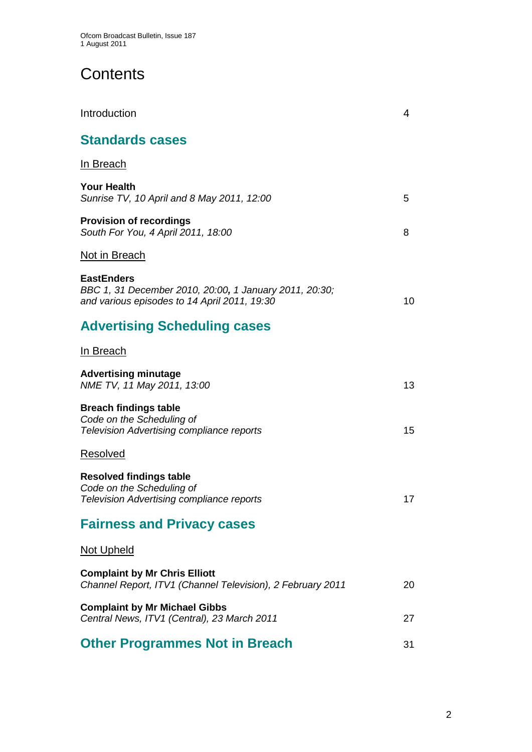# Contents

Introduction 4

## Standards cases

In Breach

**Your Health**
*Sunrise TV, 10 April and 8 May 2011, 12:00* 5

**Provision of recordings**
*South For You, 4 April 2011, 18:00* 8

Not in Breach

**EastEnders**
*BBC 1, 31 December 2010, 20:00, 1 January 2011, 20:30; and various episodes to 14 April 2011, 19:30* 10

## Advertising Scheduling cases

In Breach

**Advertising minutage**
*NME TV, 11 May 2011, 13:00* 13

**Breach findings table**
*Code on the Scheduling of Television Advertising compliance reports* 15

Resolved

**Resolved findings table**
*Code on the Scheduling of Television Advertising compliance reports* 17

## Fairness and Privacy cases

Not Upheld

**Complaint by Mr Chris Elliott**
*Channel Report, ITV1 (Channel Television), 2 February 2011* 20

**Complaint by Mr Michael Gibbs**
*Central News, ITV1 (Central), 23 March 2011* 27

## Other Programmes Not in Breach 31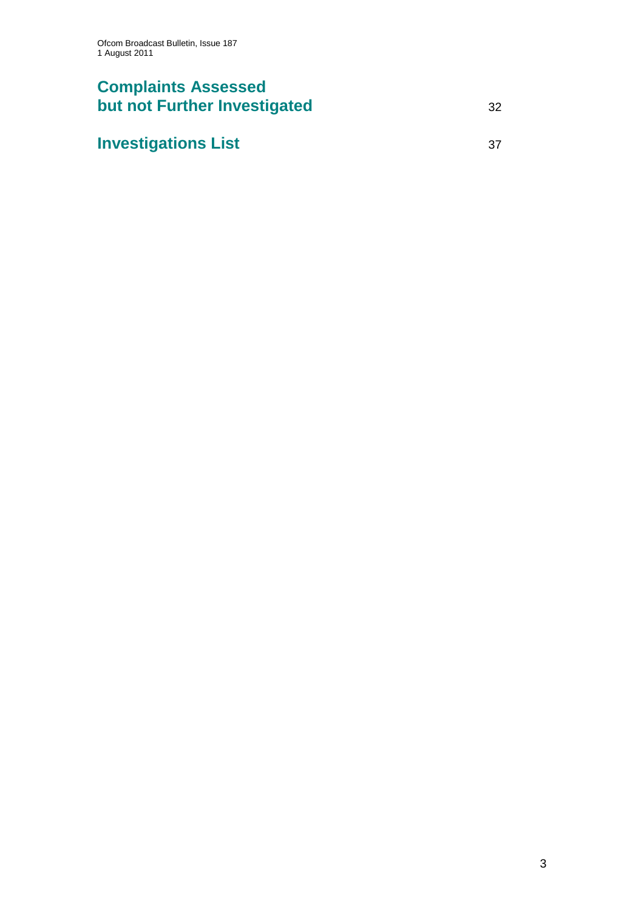## Complaints Assessed but not Further Investigated 32

## Investigations List 37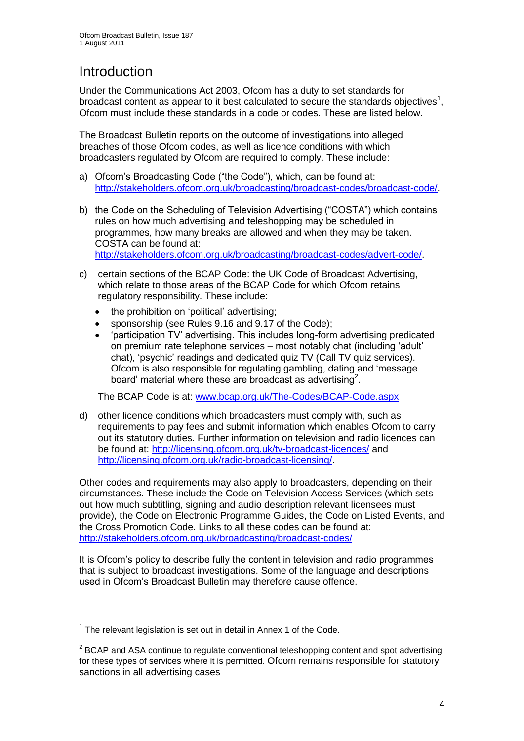# Introduction

Under the Communications Act 2003, Ofcom has a duty to set standards for broadcast content as appear to it best calculated to secure the standards objectives[1], Ofcom must include these standards in a code or codes. These are listed below.

The Broadcast Bulletin reports on the outcome of investigations into alleged breaches of those Ofcom codes, as well as licence conditions with which broadcasters regulated by Ofcom are required to comply. These include:

a) Ofcom's Broadcasting Code ("the Code"), which, can be found at: http://stakeholders.ofcom.org.uk/broadcasting/broadcast-codes/broadcast-code/.

b) the Code on the Scheduling of Television Advertising ("COSTA") which contains rules on how much advertising and teleshopping may be scheduled in programmes, how many breaks are allowed and when they may be taken. COSTA can be found at: http://stakeholders.ofcom.org.uk/broadcasting/broadcast-codes/advert-code/.

c) certain sections of the BCAP Code: the UK Code of Broadcast Advertising, which relate to those areas of the BCAP Code for which Ofcom retains regulatory responsibility. These include:
   - the prohibition on 'political' advertising;
   - sponsorship (see Rules 9.16 and 9.17 of the Code);
   - 'participation TV' advertising. This includes long-form advertising predicated on premium rate telephone services – most notably chat (including 'adult' chat), 'psychic' readings and dedicated quiz TV (Call TV quiz services). Ofcom is also responsible for regulating gambling, dating and 'message board' material where these are broadcast as advertising[2].

   The BCAP Code is at: www.bcap.org.uk/The-Codes/BCAP-Code.aspx

d) other licence conditions which broadcasters must comply with, such as requirements to pay fees and submit information which enables Ofcom to carry out its statutory duties. Further information on television and radio licences can be found at: http://licensing.ofcom.org.uk/tv-broadcast-licences/ and http://licensing.ofcom.org.uk/radio-broadcast-licensing/.

Other codes and requirements may also apply to broadcasters, depending on their circumstances. These include the Code on Television Access Services (which sets out how much subtitling, signing and audio description relevant licensees must provide), the Code on Electronic Programme Guides, the Code on Listed Events, and the Cross Promotion Code. Links to all these codes can be found at: http://stakeholders.ofcom.org.uk/broadcasting/broadcast-codes/

It is Ofcom's policy to describe fully the content in television and radio programmes that is subject to broadcast investigations. Some of the language and descriptions used in Ofcom's Broadcast Bulletin may therefore cause offence.

---

[1] The relevant legislation is set out in detail in Annex 1 of the Code.

[2] BCAP and ASA continue to regulate conventional teleshopping content and spot advertising for these types of services where it is permitted. Ofcom remains responsible for statutory sanctions in all advertising cases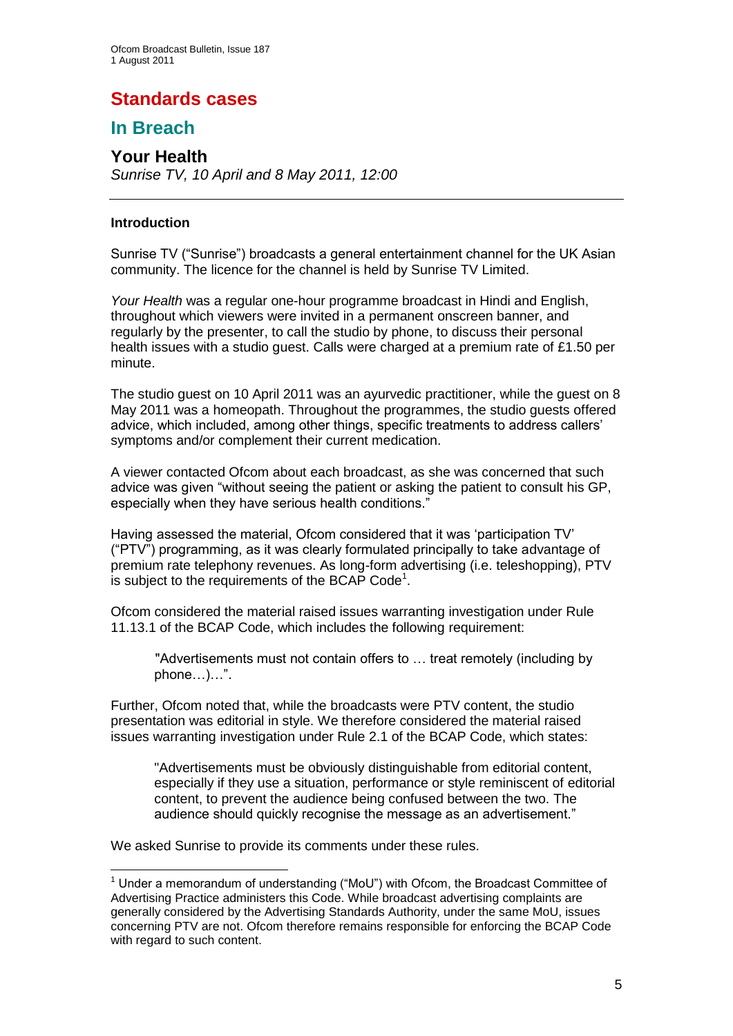# Standards cases

## In Breach

### Your Health

*Sunrise TV, 10 April and 8 May 2011, 12:00*

---

**Introduction**

Sunrise TV ("Sunrise") broadcasts a general entertainment channel for the UK Asian community. The licence for the channel is held by Sunrise TV Limited.

*Your Health* was a regular one-hour programme broadcast in Hindi and English, throughout which viewers were invited in a permanent onscreen banner, and regularly by the presenter, to call the studio by phone, to discuss their personal health issues with a studio guest. Calls were charged at a premium rate of £1.50 per minute.

The studio guest on 10 April 2011 was an ayurvedic practitioner, while the guest on 8 May 2011 was a homeopath. Throughout the programmes, the studio guests offered advice, which included, among other things, specific treatments to address callers' symptoms and/or complement their current medication.

A viewer contacted Ofcom about each broadcast, as she was concerned that such advice was given "without seeing the patient or asking the patient to consult his GP, especially when they have serious health conditions."

Having assessed the material, Ofcom considered that it was 'participation TV' ("PTV") programming, as it was clearly formulated principally to take advantage of premium rate telephony revenues. As long-form advertising (i.e. teleshopping), PTV is subject to the requirements of the BCAP Code[1].

Ofcom considered the material raised issues warranting investigation under Rule 11.13.1 of the BCAP Code, which includes the following requirement:

> "Advertisements must not contain offers to … treat remotely (including by phone…)…".

Further, Ofcom noted that, while the broadcasts were PTV content, the studio presentation was editorial in style. We therefore considered the material raised issues warranting investigation under Rule 2.1 of the BCAP Code, which states:

> "Advertisements must be obviously distinguishable from editorial content, especially if they use a situation, performance or style reminiscent of editorial content, to prevent the audience being confused between the two. The audience should quickly recognise the message as an advertisement."

We asked Sunrise to provide its comments under these rules.

---

[1] Under a memorandum of understanding ("MoU") with Ofcom, the Broadcast Committee of Advertising Practice administers this Code. While broadcast advertising complaints are generally considered by the Advertising Standards Authority, under the same MoU, issues concerning PTV are not. Ofcom therefore remains responsible for enforcing the BCAP Code with regard to such content.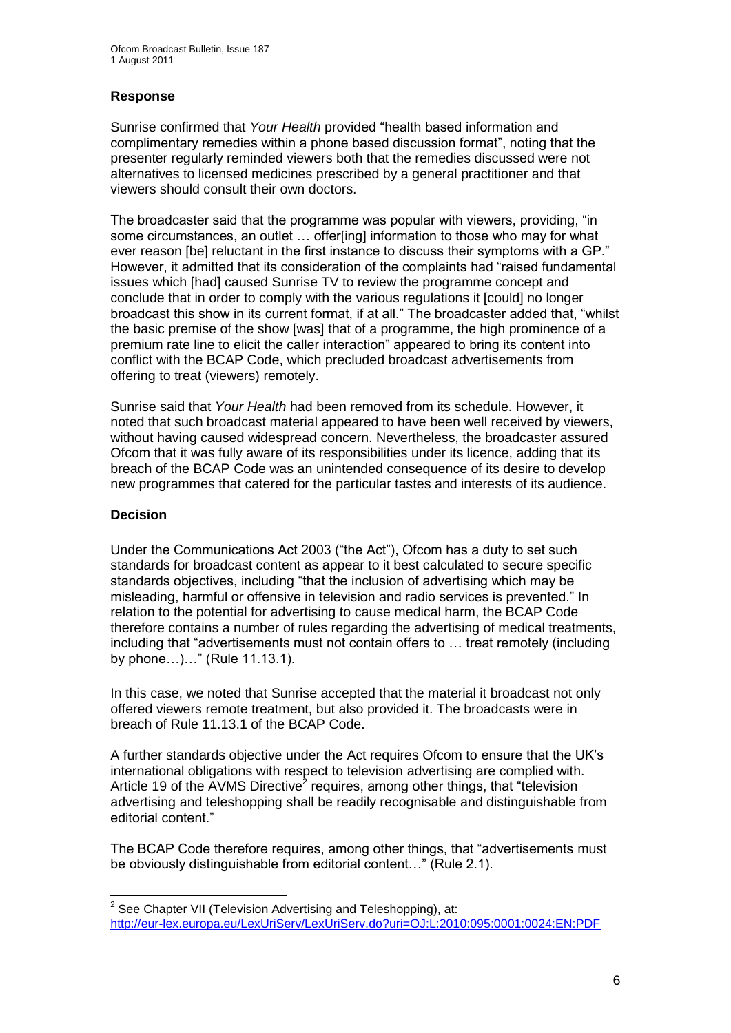### Response

Sunrise confirmed that *Your Health* provided "health based information and complimentary remedies within a phone based discussion format", noting that the presenter regularly reminded viewers both that the remedies discussed were not alternatives to licensed medicines prescribed by a general practitioner and that viewers should consult their own doctors.

The broadcaster said that the programme was popular with viewers, providing, "in some circumstances, an outlet … offer[ing] information to those who may for what ever reason [be] reluctant in the first instance to discuss their symptoms with a GP." However, it admitted that its consideration of the complaints had "raised fundamental issues which [had] caused Sunrise TV to review the programme concept and conclude that in order to comply with the various regulations it [could] no longer broadcast this show in its current format, if at all." The broadcaster added that, "whilst the basic premise of the show [was] that of a programme, the high prominence of a premium rate line to elicit the caller interaction" appeared to bring its content into conflict with the BCAP Code, which precluded broadcast advertisements from offering to treat (viewers) remotely.

Sunrise said that *Your Health* had been removed from its schedule. However, it noted that such broadcast material appeared to have been well received by viewers, without having caused widespread concern. Nevertheless, the broadcaster assured Ofcom that it was fully aware of its responsibilities under its licence, adding that its breach of the BCAP Code was an unintended consequence of its desire to develop new programmes that catered for the particular tastes and interests of its audience.

### Decision

Under the Communications Act 2003 ("the Act"), Ofcom has a duty to set such standards for broadcast content as appear to it best calculated to secure specific standards objectives, including "that the inclusion of advertising which may be misleading, harmful or offensive in television and radio services is prevented." In relation to the potential for advertising to cause medical harm, the BCAP Code therefore contains a number of rules regarding the advertising of medical treatments, including that "advertisements must not contain offers to … treat remotely (including by phone…)…" (Rule 11.13.1).

In this case, we noted that Sunrise accepted that the material it broadcast not only offered viewers remote treatment, but also provided it. The broadcasts were in breach of Rule 11.13.1 of the BCAP Code.

A further standards objective under the Act requires Ofcom to ensure that the UK's international obligations with respect to television advertising are complied with. Article 19 of the AVMS Directive[2] requires, among other things, that "television advertising and teleshopping shall be readily recognisable and distinguishable from editorial content."

The BCAP Code therefore requires, among other things, that "advertisements must be obviously distinguishable from editorial content…" (Rule 2.1).

---

[2] See Chapter VII (Television Advertising and Teleshopping), at: http://eur-lex.europa.eu/LexUriServ/LexUriServ.do?uri=OJ:L:2010:095:0001:0024:EN:PDF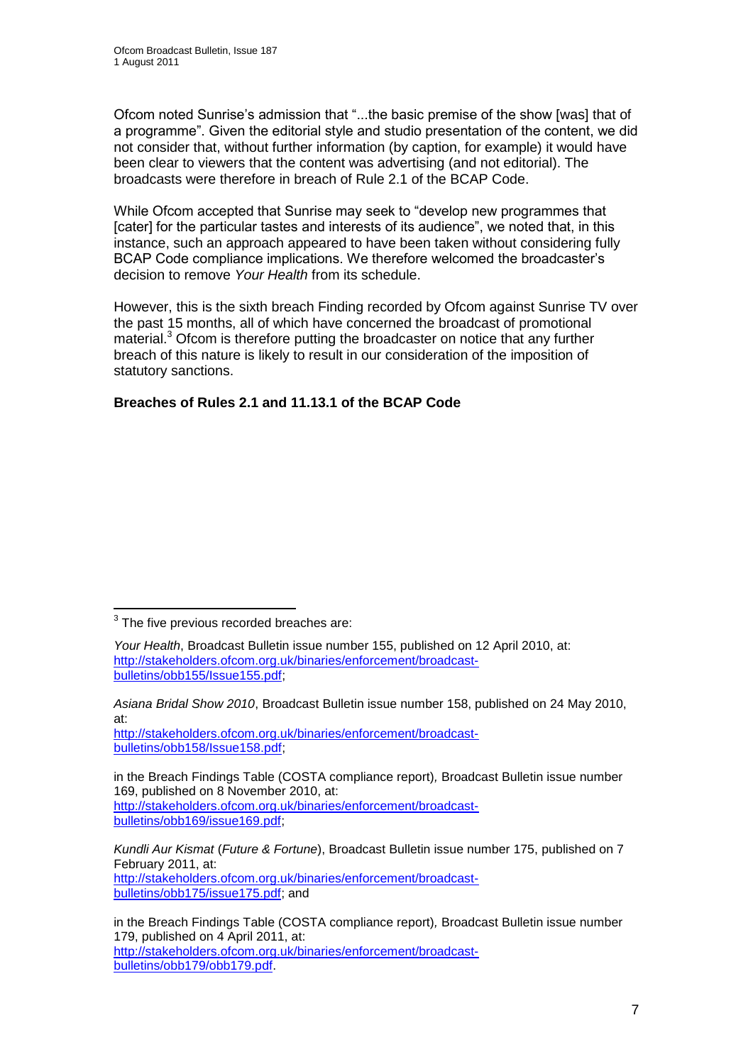Ofcom noted Sunrise's admission that "...the basic premise of the show [was] that of a programme". Given the editorial style and studio presentation of the content, we did not consider that, without further information (by caption, for example) it would have been clear to viewers that the content was advertising (and not editorial). The broadcasts were therefore in breach of Rule 2.1 of the BCAP Code.

While Ofcom accepted that Sunrise may seek to "develop new programmes that [cater] for the particular tastes and interests of its audience", we noted that, in this instance, such an approach appeared to have been taken without considering fully BCAP Code compliance implications. We therefore welcomed the broadcaster's decision to remove *Your Health* from its schedule.

However, this is the sixth breach Finding recorded by Ofcom against Sunrise TV over the past 15 months, all of which have concerned the broadcast of promotional material.[3] Ofcom is therefore putting the broadcaster on notice that any further breach of this nature is likely to result in our consideration of the imposition of statutory sanctions.

**Breaches of Rules 2.1 and 11.13.1 of the BCAP Code**

---

[3] The five previous recorded breaches are:

*Your Health*, Broadcast Bulletin issue number 155, published on 12 April 2010, at: http://stakeholders.ofcom.org.uk/binaries/enforcement/broadcast-bulletins/obb155/Issue155.pdf;

*Asiana Bridal Show 2010*, Broadcast Bulletin issue number 158, published on 24 May 2010, at:
http://stakeholders.ofcom.org.uk/binaries/enforcement/broadcast-bulletins/obb158/Issue158.pdf;

in the Breach Findings Table (COSTA compliance report), Broadcast Bulletin issue number 169, published on 8 November 2010, at:
http://stakeholders.ofcom.org.uk/binaries/enforcement/broadcast-bulletins/obb169/issue169.pdf;

*Kundli Aur Kismat* (*Future & Fortune*), Broadcast Bulletin issue number 175, published on 7 February 2011, at:
http://stakeholders.ofcom.org.uk/binaries/enforcement/broadcast-bulletins/obb175/issue175.pdf; and

in the Breach Findings Table (COSTA compliance report), Broadcast Bulletin issue number 179, published on 4 April 2011, at:
http://stakeholders.ofcom.org.uk/binaries/enforcement/broadcast-bulletins/obb179/obb179.pdf.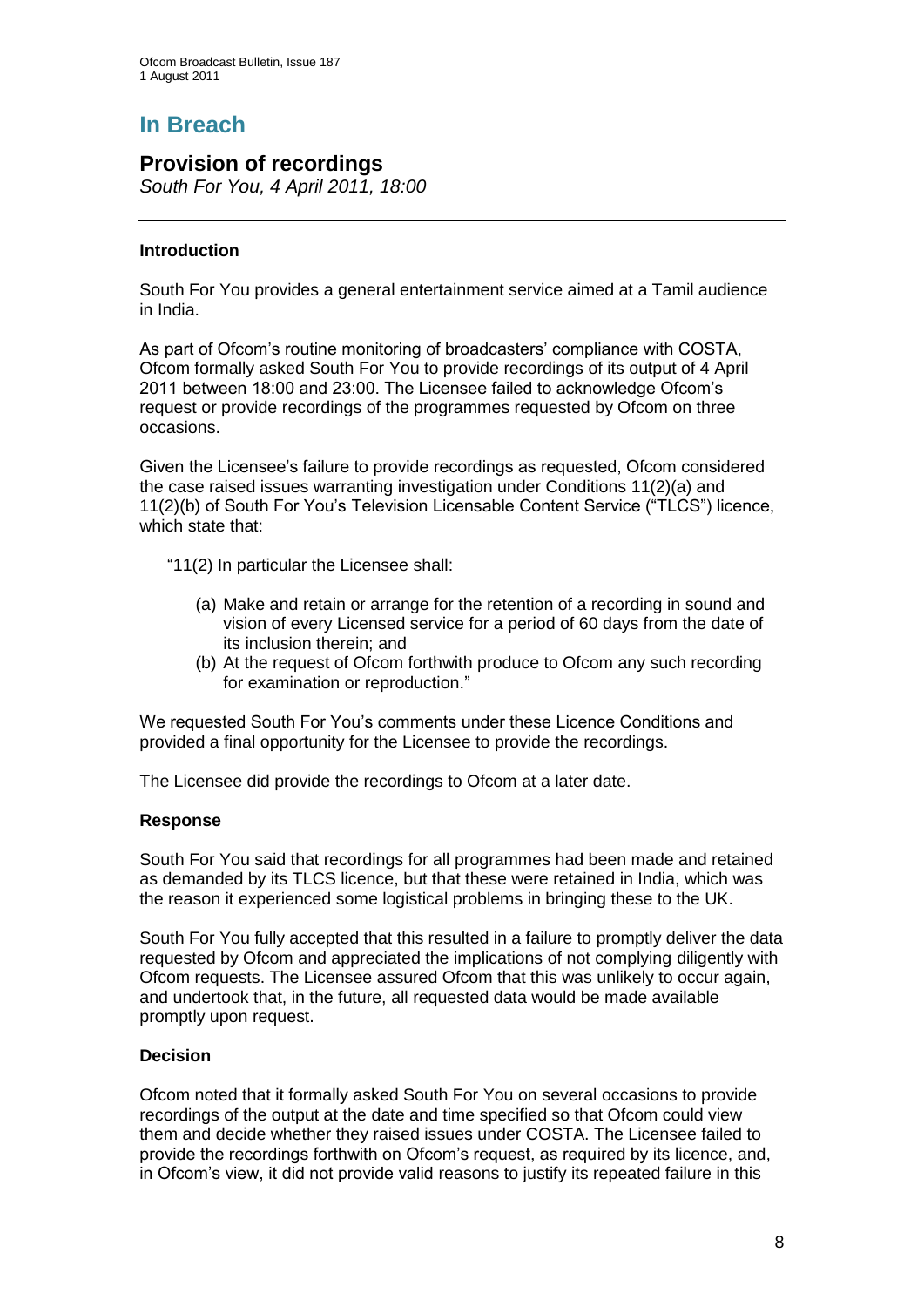# In Breach

## Provision of recordings

*South For You, 4 April 2011, 18:00*

---

### Introduction

South For You provides a general entertainment service aimed at a Tamil audience in India.

As part of Ofcom's routine monitoring of broadcasters' compliance with COSTA, Ofcom formally asked South For You to provide recordings of its output of 4 April 2011 between 18:00 and 23:00. The Licensee failed to acknowledge Ofcom's request or provide recordings of the programmes requested by Ofcom on three occasions.

Given the Licensee's failure to provide recordings as requested, Ofcom considered the case raised issues warranting investigation under Conditions 11(2)(a) and 11(2)(b) of South For You's Television Licensable Content Service ("TLCS") licence, which state that:

> "11(2) In particular the Licensee shall:
>
> (a) Make and retain or arrange for the retention of a recording in sound and vision of every Licensed service for a period of 60 days from the date of its inclusion therein; and
>
> (b) At the request of Ofcom forthwith produce to Ofcom any such recording for examination or reproduction."

We requested South For You's comments under these Licence Conditions and provided a final opportunity for the Licensee to provide the recordings.

The Licensee did provide the recordings to Ofcom at a later date.

### Response

South For You said that recordings for all programmes had been made and retained as demanded by its TLCS licence, but that these were retained in India, which was the reason it experienced some logistical problems in bringing these to the UK.

South For You fully accepted that this resulted in a failure to promptly deliver the data requested by Ofcom and appreciated the implications of not complying diligently with Ofcom requests. The Licensee assured Ofcom that this was unlikely to occur again, and undertook that, in the future, all requested data would be made available promptly upon request.

### Decision

Ofcom noted that it formally asked South For You on several occasions to provide recordings of the output at the date and time specified so that Ofcom could view them and decide whether they raised issues under COSTA. The Licensee failed to provide the recordings forthwith on Ofcom's request, as required by its licence, and, in Ofcom's view, it did not provide valid reasons to justify its repeated failure in this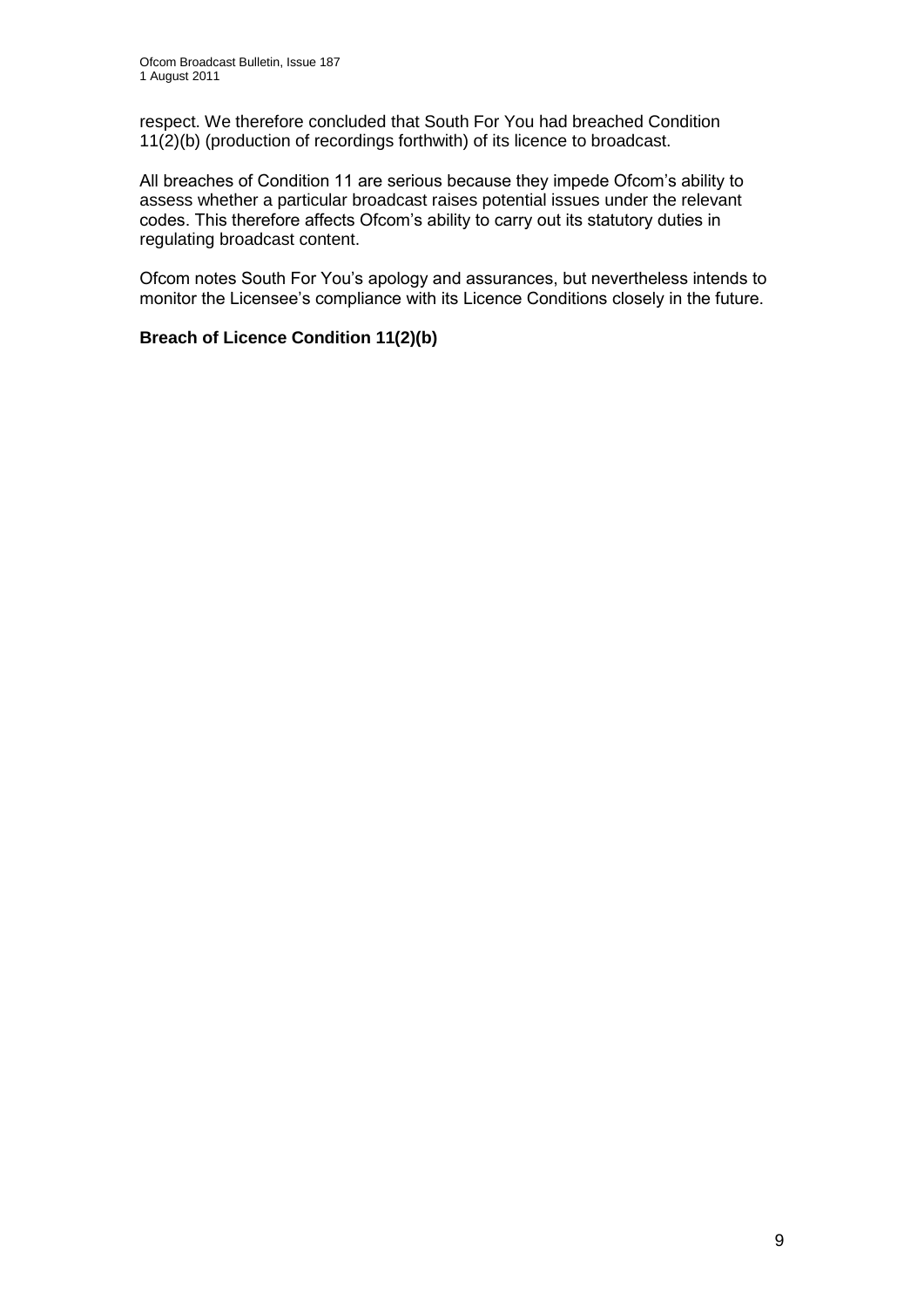respect. We therefore concluded that South For You had breached Condition 11(2)(b) (production of recordings forthwith) of its licence to broadcast.

All breaches of Condition 11 are serious because they impede Ofcom's ability to assess whether a particular broadcast raises potential issues under the relevant codes. This therefore affects Ofcom's ability to carry out its statutory duties in regulating broadcast content.

Ofcom notes South For You's apology and assurances, but nevertheless intends to monitor the Licensee's compliance with its Licence Conditions closely in the future.

**Breach of Licence Condition 11(2)(b)**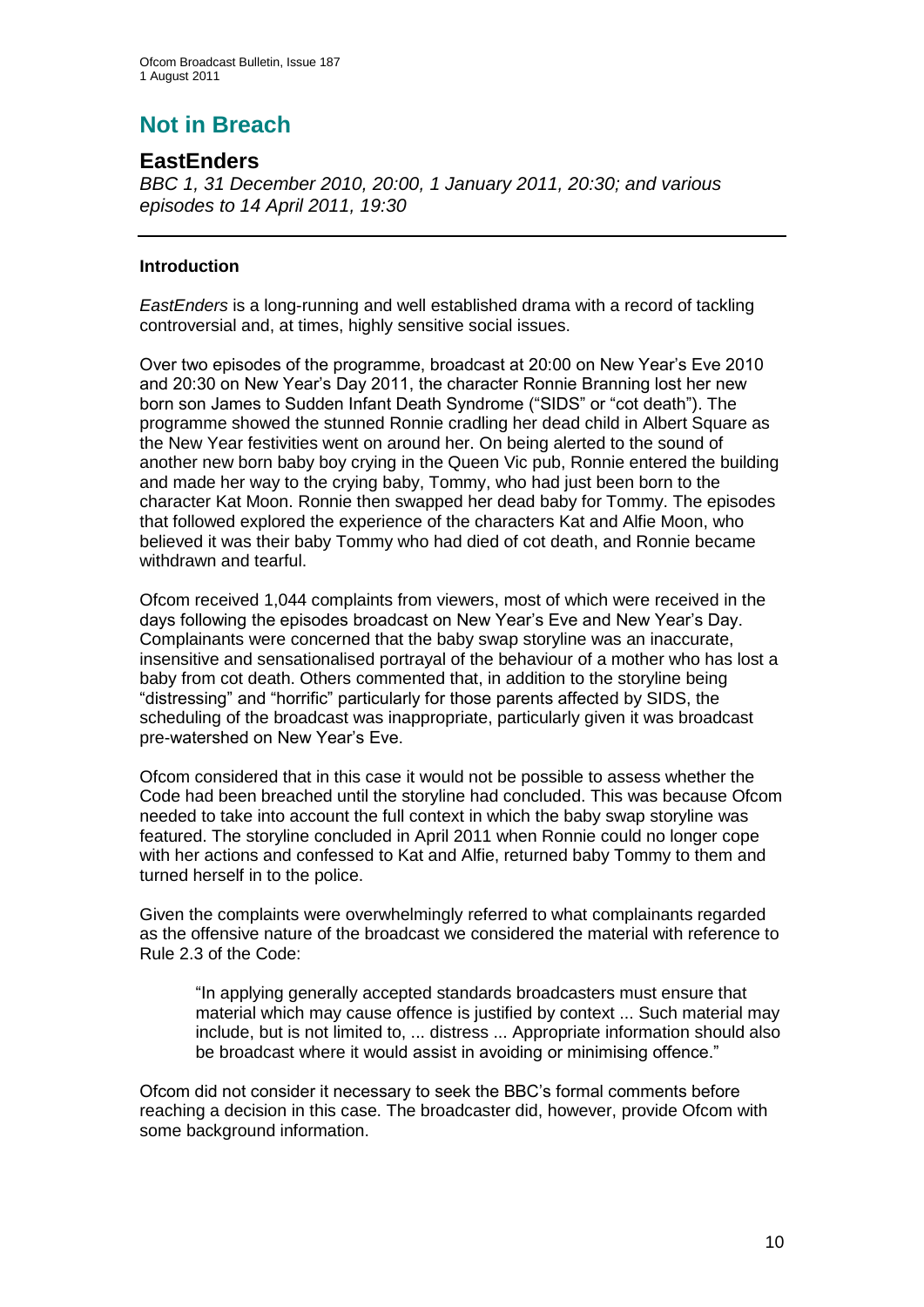# Not in Breach

## EastEnders

*BBC 1, 31 December 2010, 20:00, 1 January 2011, 20:30; and various episodes to 14 April 2011, 19:30*

---

### Introduction

*EastEnders* is a long-running and well established drama with a record of tackling controversial and, at times, highly sensitive social issues.

Over two episodes of the programme, broadcast at 20:00 on New Year's Eve 2010 and 20:30 on New Year's Day 2011, the character Ronnie Branning lost her new born son James to Sudden Infant Death Syndrome ("SIDS" or "cot death"). The programme showed the stunned Ronnie cradling her dead child in Albert Square as the New Year festivities went on around her. On being alerted to the sound of another new born baby boy crying in the Queen Vic pub, Ronnie entered the building and made her way to the crying baby, Tommy, who had just been born to the character Kat Moon. Ronnie then swapped her dead baby for Tommy. The episodes that followed explored the experience of the characters Kat and Alfie Moon, who believed it was their baby Tommy who had died of cot death, and Ronnie became withdrawn and tearful.

Ofcom received 1,044 complaints from viewers, most of which were received in the days following the episodes broadcast on New Year's Eve and New Year's Day. Complainants were concerned that the baby swap storyline was an inaccurate, insensitive and sensationalised portrayal of the behaviour of a mother who has lost a baby from cot death. Others commented that, in addition to the storyline being "distressing" and "horrific" particularly for those parents affected by SIDS, the scheduling of the broadcast was inappropriate, particularly given it was broadcast pre-watershed on New Year's Eve.

Ofcom considered that in this case it would not be possible to assess whether the Code had been breached until the storyline had concluded. This was because Ofcom needed to take into account the full context in which the baby swap storyline was featured. The storyline concluded in April 2011 when Ronnie could no longer cope with her actions and confessed to Kat and Alfie, returned baby Tommy to them and turned herself in to the police.

Given the complaints were overwhelmingly referred to what complainants regarded as the offensive nature of the broadcast we considered the material with reference to Rule 2.3 of the Code:

> "In applying generally accepted standards broadcasters must ensure that material which may cause offence is justified by context ... Such material may include, but is not limited to, ... distress ... Appropriate information should also be broadcast where it would assist in avoiding or minimising offence."

Ofcom did not consider it necessary to seek the BBC's formal comments before reaching a decision in this case. The broadcaster did, however, provide Ofcom with some background information.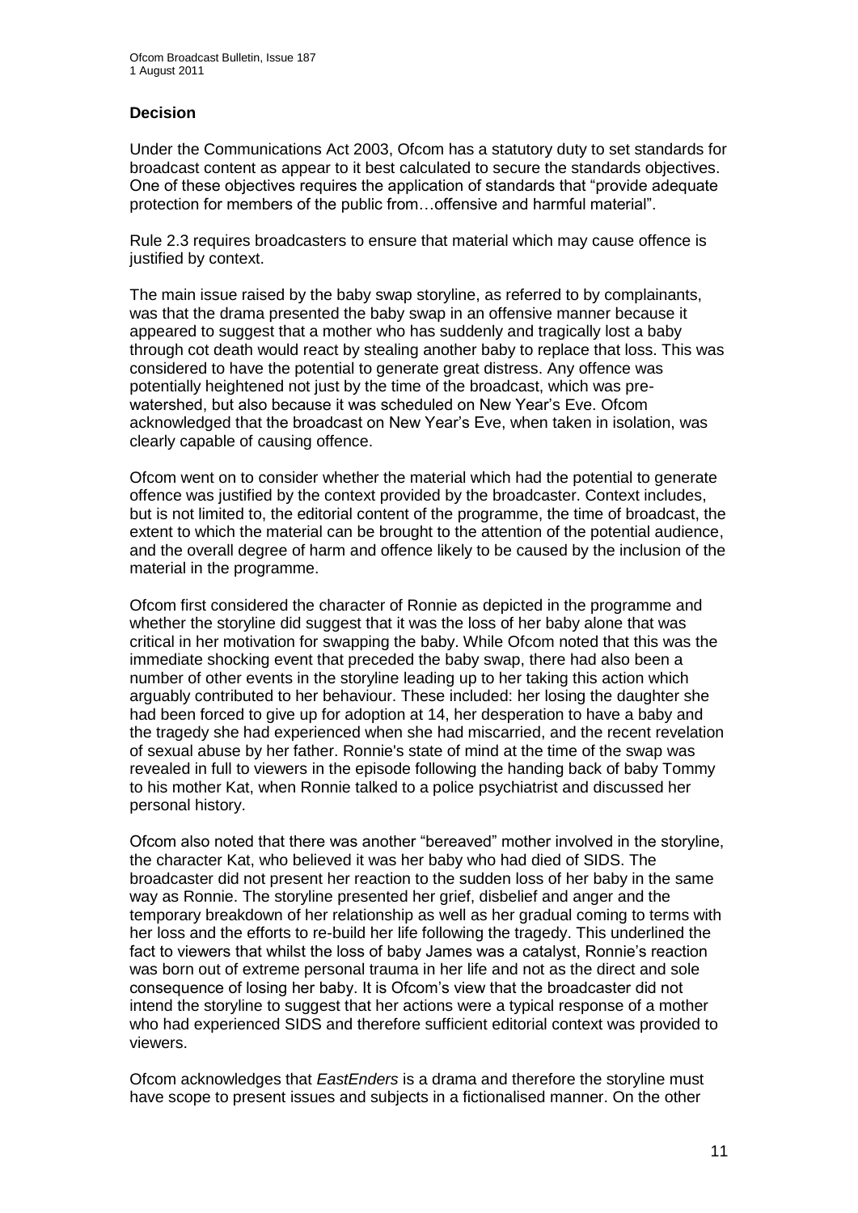### Decision

Under the Communications Act 2003, Ofcom has a statutory duty to set standards for broadcast content as appear to it best calculated to secure the standards objectives. One of these objectives requires the application of standards that "provide adequate protection for members of the public from…offensive and harmful material".

Rule 2.3 requires broadcasters to ensure that material which may cause offence is justified by context.

The main issue raised by the baby swap storyline, as referred to by complainants, was that the drama presented the baby swap in an offensive manner because it appeared to suggest that a mother who has suddenly and tragically lost a baby through cot death would react by stealing another baby to replace that loss. This was considered to have the potential to generate great distress. Any offence was potentially heightened not just by the time of the broadcast, which was pre-watershed, but also because it was scheduled on New Year's Eve. Ofcom acknowledged that the broadcast on New Year's Eve, when taken in isolation, was clearly capable of causing offence.

Ofcom went on to consider whether the material which had the potential to generate offence was justified by the context provided by the broadcaster. Context includes, but is not limited to, the editorial content of the programme, the time of broadcast, the extent to which the material can be brought to the attention of the potential audience, and the overall degree of harm and offence likely to be caused by the inclusion of the material in the programme.

Ofcom first considered the character of Ronnie as depicted in the programme and whether the storyline did suggest that it was the loss of her baby alone that was critical in her motivation for swapping the baby. While Ofcom noted that this was the immediate shocking event that preceded the baby swap, there had also been a number of other events in the storyline leading up to her taking this action which arguably contributed to her behaviour. These included: her losing the daughter she had been forced to give up for adoption at 14, her desperation to have a baby and the tragedy she had experienced when she had miscarried, and the recent revelation of sexual abuse by her father. Ronnie's state of mind at the time of the swap was revealed in full to viewers in the episode following the handing back of baby Tommy to his mother Kat, when Ronnie talked to a police psychiatrist and discussed her personal history.

Ofcom also noted that there was another "bereaved" mother involved in the storyline, the character Kat, who believed it was her baby who had died of SIDS. The broadcaster did not present her reaction to the sudden loss of her baby in the same way as Ronnie. The storyline presented her grief, disbelief and anger and the temporary breakdown of her relationship as well as her gradual coming to terms with her loss and the efforts to re-build her life following the tragedy. This underlined the fact to viewers that whilst the loss of baby James was a catalyst, Ronnie's reaction was born out of extreme personal trauma in her life and not as the direct and sole consequence of losing her baby. It is Ofcom's view that the broadcaster did not intend the storyline to suggest that her actions were a typical response of a mother who had experienced SIDS and therefore sufficient editorial context was provided to viewers.

Ofcom acknowledges that *EastEnders* is a drama and therefore the storyline must have scope to present issues and subjects in a fictionalised manner. On the other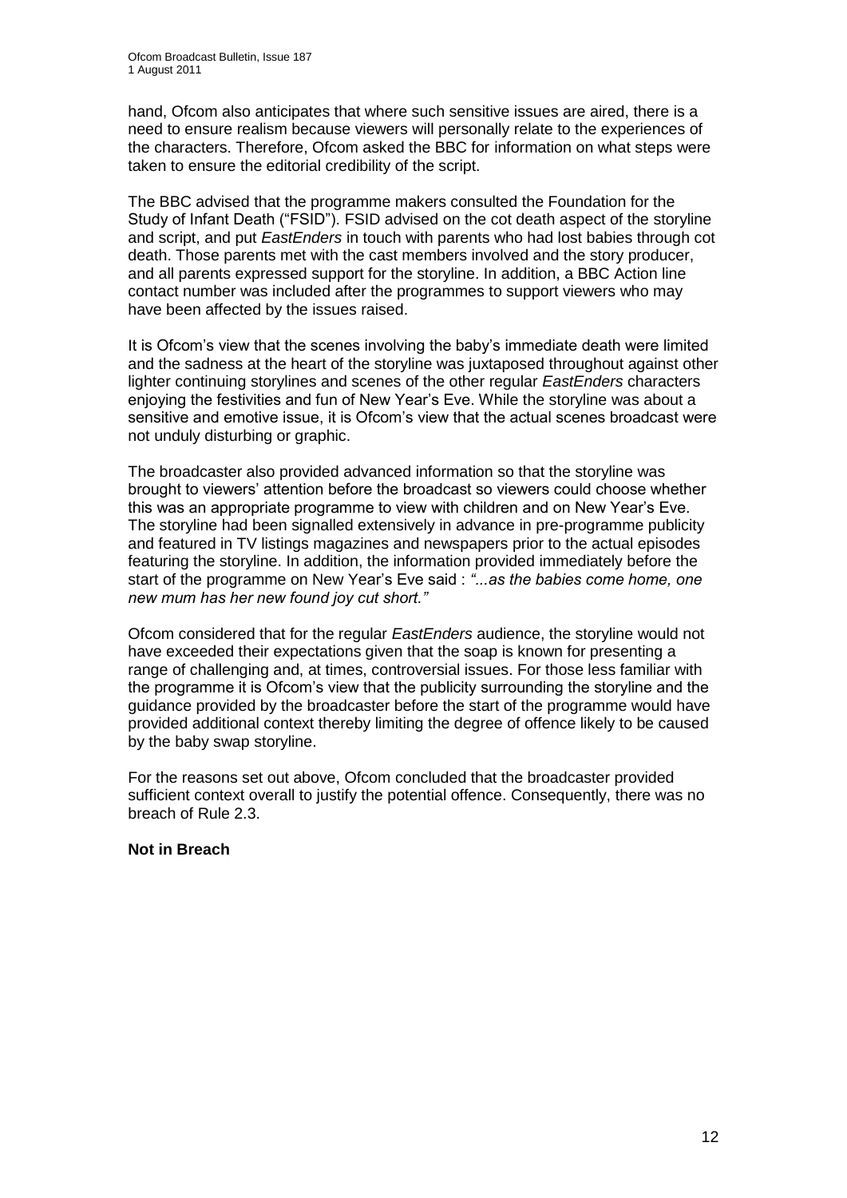hand, Ofcom also anticipates that where such sensitive issues are aired, there is a need to ensure realism because viewers will personally relate to the experiences of the characters. Therefore, Ofcom asked the BBC for information on what steps were taken to ensure the editorial credibility of the script.

The BBC advised that the programme makers consulted the Foundation for the Study of Infant Death ("FSID"). FSID advised on the cot death aspect of the storyline and script, and put *EastEnders* in touch with parents who had lost babies through cot death. Those parents met with the cast members involved and the story producer, and all parents expressed support for the storyline. In addition, a BBC Action line contact number was included after the programmes to support viewers who may have been affected by the issues raised.

It is Ofcom's view that the scenes involving the baby's immediate death were limited and the sadness at the heart of the storyline was juxtaposed throughout against other lighter continuing storylines and scenes of the other regular *EastEnders* characters enjoying the festivities and fun of New Year's Eve. While the storyline was about a sensitive and emotive issue, it is Ofcom's view that the actual scenes broadcast were not unduly disturbing or graphic.

The broadcaster also provided advanced information so that the storyline was brought to viewers' attention before the broadcast so viewers could choose whether this was an appropriate programme to view with children and on New Year's Eve. The storyline had been signalled extensively in advance in pre-programme publicity and featured in TV listings magazines and newspapers prior to the actual episodes featuring the storyline. In addition, the information provided immediately before the start of the programme on New Year's Eve said : *"...as the babies come home, one new mum has her new found joy cut short."*

Ofcom considered that for the regular *EastEnders* audience, the storyline would not have exceeded their expectations given that the soap is known for presenting a range of challenging and, at times, controversial issues. For those less familiar with the programme it is Ofcom's view that the publicity surrounding the storyline and the guidance provided by the broadcaster before the start of the programme would have provided additional context thereby limiting the degree of offence likely to be caused by the baby swap storyline.

For the reasons set out above, Ofcom concluded that the broadcaster provided sufficient context overall to justify the potential offence. Consequently, there was no breach of Rule 2.3.

**Not in Breach**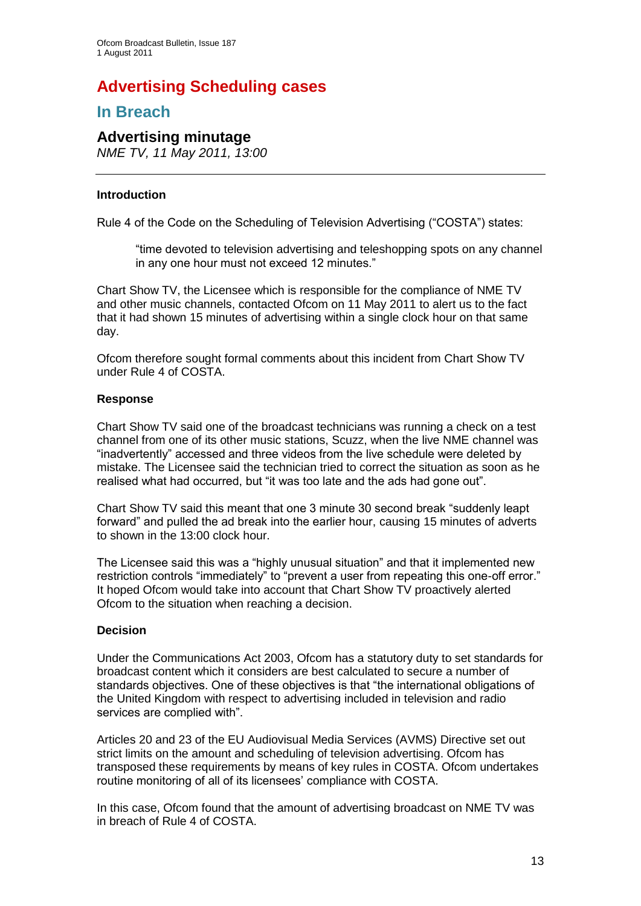# Advertising Scheduling cases

## In Breach

### Advertising minutage

*NME TV, 11 May 2011, 13:00*

---

**Introduction**

Rule 4 of the Code on the Scheduling of Television Advertising ("COSTA") states:

> "time devoted to television advertising and teleshopping spots on any channel in any one hour must not exceed 12 minutes."

Chart Show TV, the Licensee which is responsible for the compliance of NME TV and other music channels, contacted Ofcom on 11 May 2011 to alert us to the fact that it had shown 15 minutes of advertising within a single clock hour on that same day.

Ofcom therefore sought formal comments about this incident from Chart Show TV under Rule 4 of COSTA.

**Response**

Chart Show TV said one of the broadcast technicians was running a check on a test channel from one of its other music stations, Scuzz, when the live NME channel was "inadvertently" accessed and three videos from the live schedule were deleted by mistake. The Licensee said the technician tried to correct the situation as soon as he realised what had occurred, but "it was too late and the ads had gone out".

Chart Show TV said this meant that one 3 minute 30 second break "suddenly leapt forward" and pulled the ad break into the earlier hour, causing 15 minutes of adverts to shown in the 13:00 clock hour.

The Licensee said this was a "highly unusual situation" and that it implemented new restriction controls "immediately" to "prevent a user from repeating this one-off error." It hoped Ofcom would take into account that Chart Show TV proactively alerted Ofcom to the situation when reaching a decision.

**Decision**

Under the Communications Act 2003, Ofcom has a statutory duty to set standards for broadcast content which it considers are best calculated to secure a number of standards objectives. One of these objectives is that "the international obligations of the United Kingdom with respect to advertising included in television and radio services are complied with".

Articles 20 and 23 of the EU Audiovisual Media Services (AVMS) Directive set out strict limits on the amount and scheduling of television advertising. Ofcom has transposed these requirements by means of key rules in COSTA. Ofcom undertakes routine monitoring of all of its licensees' compliance with COSTA.

In this case, Ofcom found that the amount of advertising broadcast on NME TV was in breach of Rule 4 of COSTA.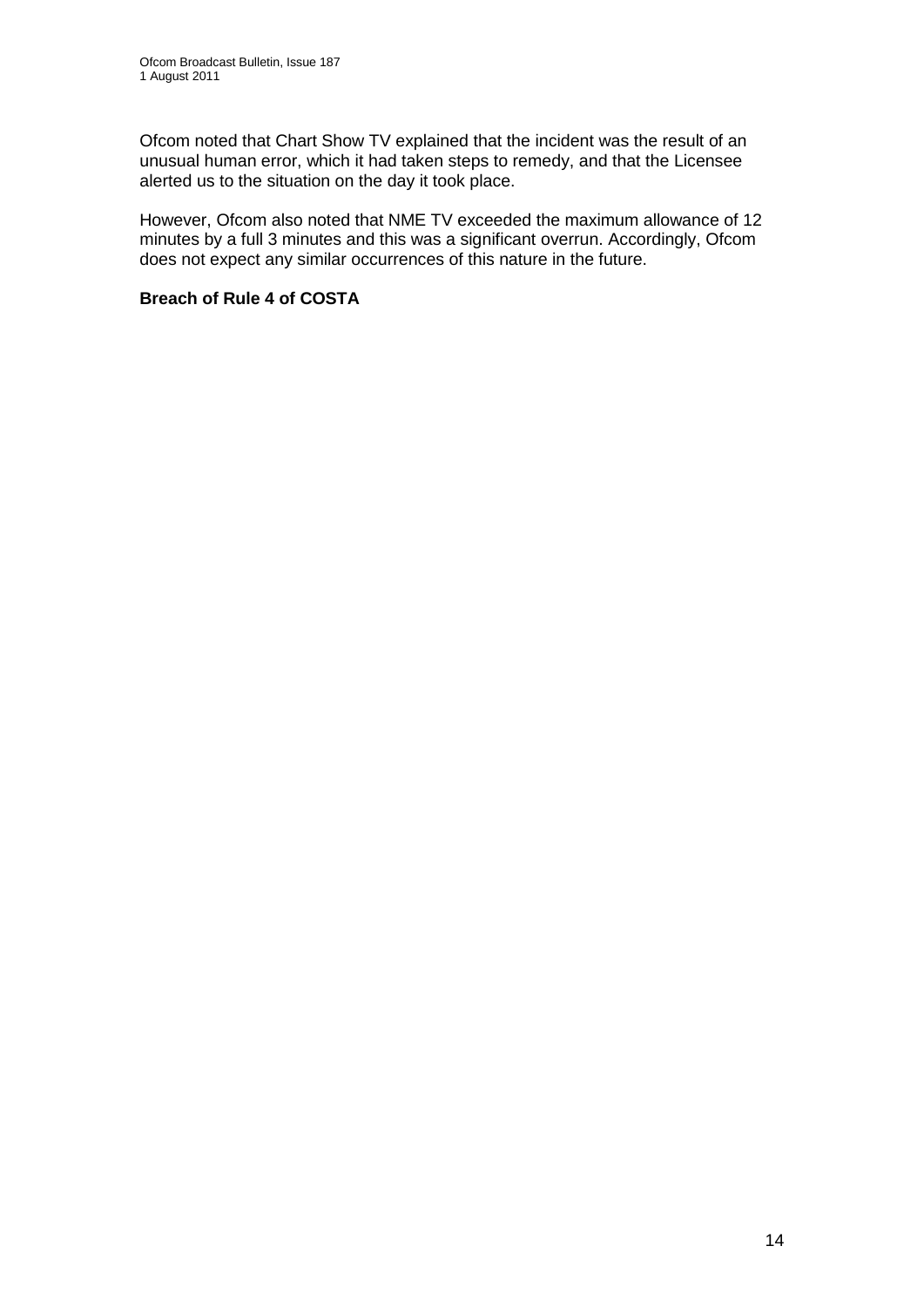Ofcom noted that Chart Show TV explained that the incident was the result of an unusual human error, which it had taken steps to remedy, and that the Licensee alerted us to the situation on the day it took place.

However, Ofcom also noted that NME TV exceeded the maximum allowance of 12 minutes by a full 3 minutes and this was a significant overrun. Accordingly, Ofcom does not expect any similar occurrences of this nature in the future.

**Breach of Rule 4 of COSTA**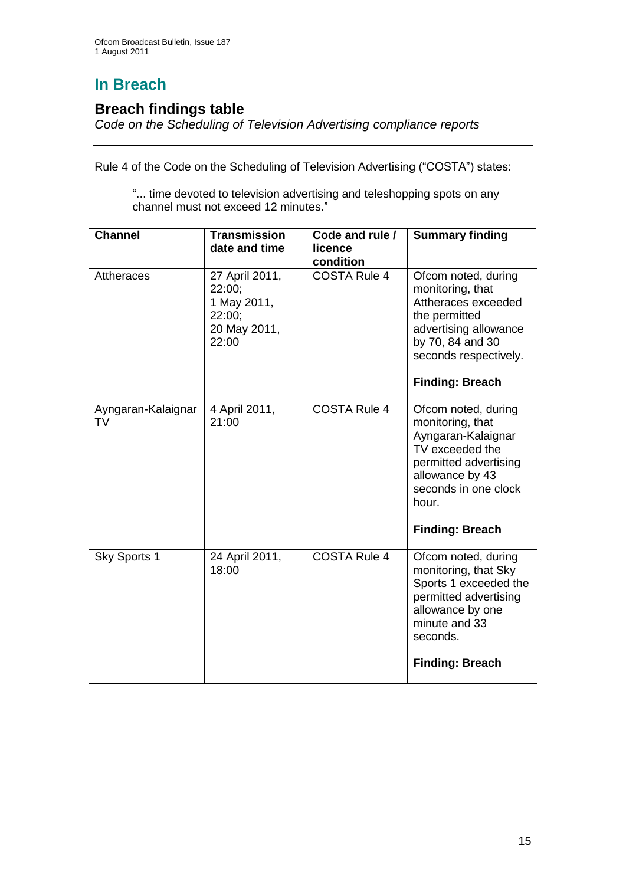# In Breach

## Breach findings table

*Code on the Scheduling of Television Advertising compliance reports*

---

Rule 4 of the Code on the Scheduling of Television Advertising ("COSTA") states:

> "... time devoted to television advertising and teleshopping spots on any channel must not exceed 12 minutes."

| Channel | Transmission date and time | Code and rule / licence condition | Summary finding |
|---|---|---|---|
| Attheraces | 27 April 2011, 22:00; 1 May 2011, 22:00; 20 May 2011, 22:00 | COSTA Rule 4 | Ofcom noted, during monitoring, that Attheraces exceeded the permitted advertising allowance by 70, 84 and 30 seconds respectively.<br><br>**Finding: Breach** |
| Ayngaran-Kalaignar TV | 4 April 2011, 21:00 | COSTA Rule 4 | Ofcom noted, during monitoring, that Ayngaran-Kalaignar TV exceeded the permitted advertising allowance by 43 seconds in one clock hour.<br><br>**Finding: Breach** |
| Sky Sports 1 | 24 April 2011, 18:00 | COSTA Rule 4 | Ofcom noted, during monitoring, that Sky Sports 1 exceeded the permitted advertising allowance by one minute and 33 seconds.<br><br>**Finding: Breach** |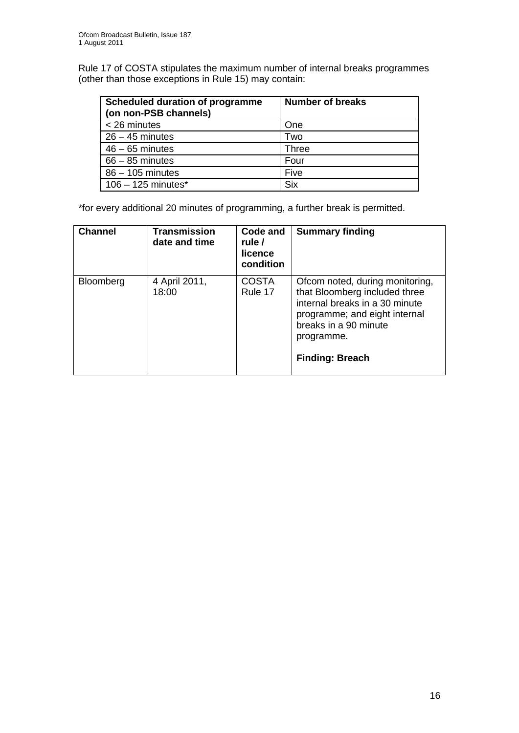Rule 17 of COSTA stipulates the maximum number of internal breaks programmes (other than those exceptions in Rule 15) may contain:

| Scheduled duration of programme (on non-PSB channels) | Number of breaks |
|---|---|
| < 26 minutes | One |
| 26 – 45 minutes | Two |
| 46 – 65 minutes | Three |
| 66 – 85 minutes | Four |
| 86 – 105 minutes | Five |
| 106 – 125 minutes* | Six |

*for every additional 20 minutes of programming, a further break is permitted.

| Channel | Transmission date and time | Code and rule / licence condition | Summary finding |
|---|---|---|---|
| Bloomberg | 4 April 2011, 18:00 | COSTA Rule 17 | Ofcom noted, during monitoring, that Bloomberg included three internal breaks in a 30 minute programme; and eight internal breaks in a 90 minute programme. **Finding: Breach** |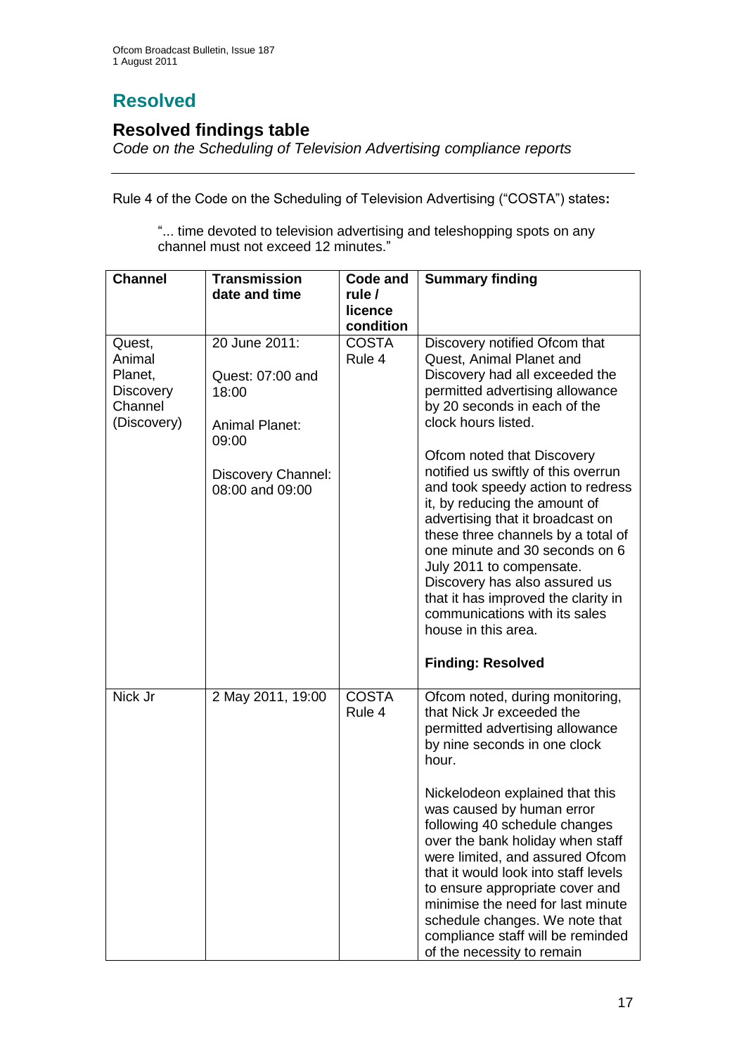# Resolved

## Resolved findings table

*Code on the Scheduling of Television Advertising compliance reports*

---

Rule 4 of the Code on the Scheduling of Television Advertising ("COSTA") states**:**

> "... time devoted to television advertising and teleshopping spots on any channel must not exceed 12 minutes."

| Channel | Transmission date and time | Code and rule / licence condition | Summary finding |
|---|---|---|---|
| Quest, Animal Planet, Discovery Channel (Discovery) | 20 June 2011:<br><br>Quest: 07:00 and 18:00<br><br>Animal Planet: 09:00<br><br>Discovery Channel: 08:00 and 09:00 | COSTA Rule 4 | Discovery notified Ofcom that Quest, Animal Planet and Discovery had all exceeded the permitted advertising allowance by 20 seconds in each of the clock hours listed.<br><br>Ofcom noted that Discovery notified us swiftly of this overrun and took speedy action to redress it, by reducing the amount of advertising that it broadcast on these three channels by a total of one minute and 30 seconds on 6 July 2011 to compensate. Discovery has also assured us that it has improved the clarity in communications with its sales house in this area.<br><br>**Finding: Resolved** |
| Nick Jr | 2 May 2011, 19:00 | COSTA Rule 4 | Ofcom noted, during monitoring, that Nick Jr exceeded the permitted advertising allowance by nine seconds in one clock hour.<br><br>Nickelodeon explained that this was caused by human error following 40 schedule changes over the bank holiday when staff were limited, and assured Ofcom that it would look into staff levels to ensure appropriate cover and minimise the need for last minute schedule changes. We note that compliance staff will be reminded of the necessity to remain |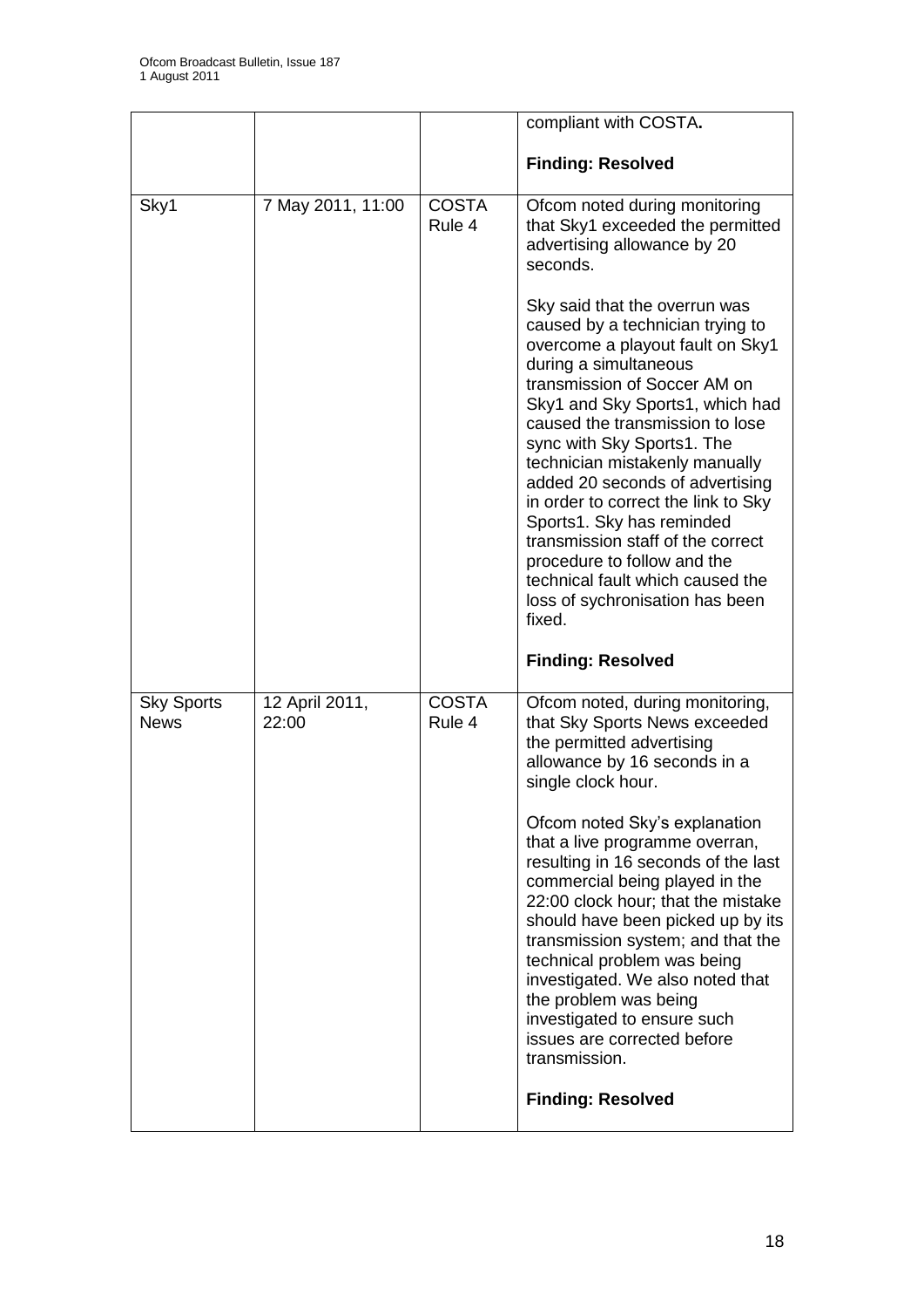| | | | |
|---|---|---|---|
| | | | compliant with COSTA.<br><br>**Finding: Resolved** |
| Sky1 | 7 May 2011, 11:00 | COSTA Rule 4 | Ofcom noted during monitoring that Sky1 exceeded the permitted advertising allowance by 20 seconds.<br><br>Sky said that the overrun was caused by a technician trying to overcome a playout fault on Sky1 during a simultaneous transmission of Soccer AM on Sky1 and Sky Sports1, which had caused the transmission to lose sync with Sky Sports1. The technician mistakenly manually added 20 seconds of advertising in order to correct the link to Sky Sports1. Sky has reminded transmission staff of the correct procedure to follow and the technical fault which caused the loss of sychronisation has been fixed.<br><br>**Finding: Resolved** |
| Sky Sports News | 12 April 2011, 22:00 | COSTA Rule 4 | Ofcom noted, during monitoring, that Sky Sports News exceeded the permitted advertising allowance by 16 seconds in a single clock hour.<br><br>Ofcom noted Sky's explanation that a live programme overran, resulting in 16 seconds of the last commercial being played in the 22:00 clock hour; that the mistake should have been picked up by its transmission system; and that the technical problem was being investigated. We also noted that the problem was being investigated to ensure such issues are corrected before transmission.<br><br>**Finding: Resolved** |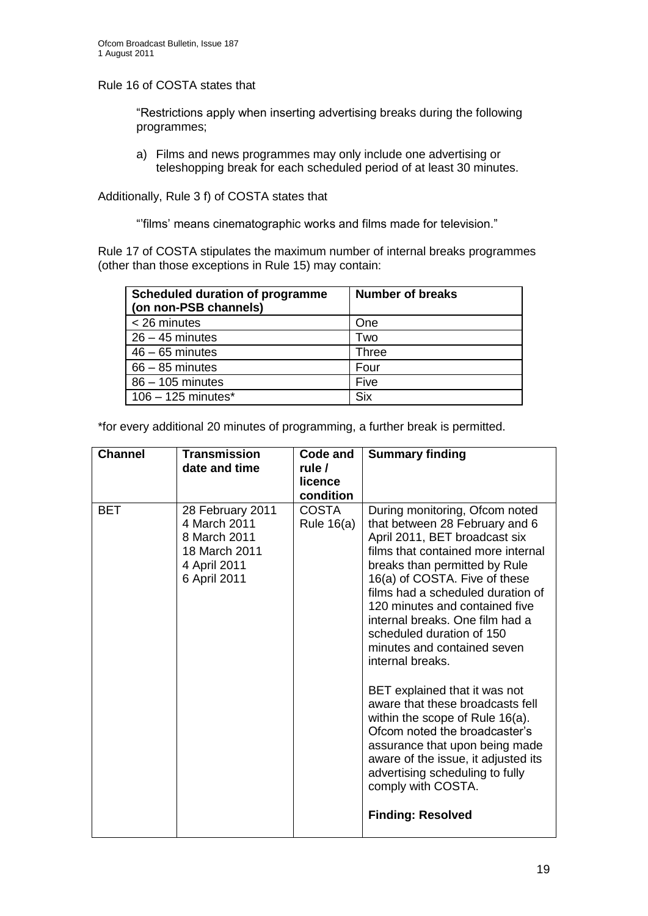Rule 16 of COSTA states that

> "Restrictions apply when inserting advertising breaks during the following programmes;
>
> a) Films and news programmes may only include one advertising or teleshopping break for each scheduled period of at least 30 minutes.

Additionally, Rule 3 f) of COSTA states that

> "'films' means cinematographic works and films made for television."

Rule 17 of COSTA stipulates the maximum number of internal breaks programmes (other than those exceptions in Rule 15) may contain:

| Scheduled duration of programme (on non-PSB channels) | Number of breaks |
|---|---|
| < 26 minutes | One |
| 26 – 45 minutes | Two |
| 46 – 65 minutes | Three |
| 66 – 85 minutes | Four |
| 86 – 105 minutes | Five |
| 106 – 125 minutes* | Six |

*for every additional 20 minutes of programming, a further break is permitted.

| Channel | Transmission date and time | Code and rule / licence condition | Summary finding |
|---|---|---|---|
| BET | 28 February 2011<br>4 March 2011<br>8 March 2011<br>18 March 2011<br>4 April 2011<br>6 April 2011 | COSTA Rule 16(a) | During monitoring, Ofcom noted that between 28 February and 6 April 2011, BET broadcast six films that contained more internal breaks than permitted by Rule 16(a) of COSTA. Five of these films had a scheduled duration of 120 minutes and contained five internal breaks. One film had a scheduled duration of 150 minutes and contained seven internal breaks.<br><br>BET explained that it was not aware that these broadcasts fell within the scope of Rule 16(a). Ofcom noted the broadcaster's assurance that upon being made aware of the issue, it adjusted its advertising scheduling to fully comply with COSTA.<br><br>**Finding: Resolved** |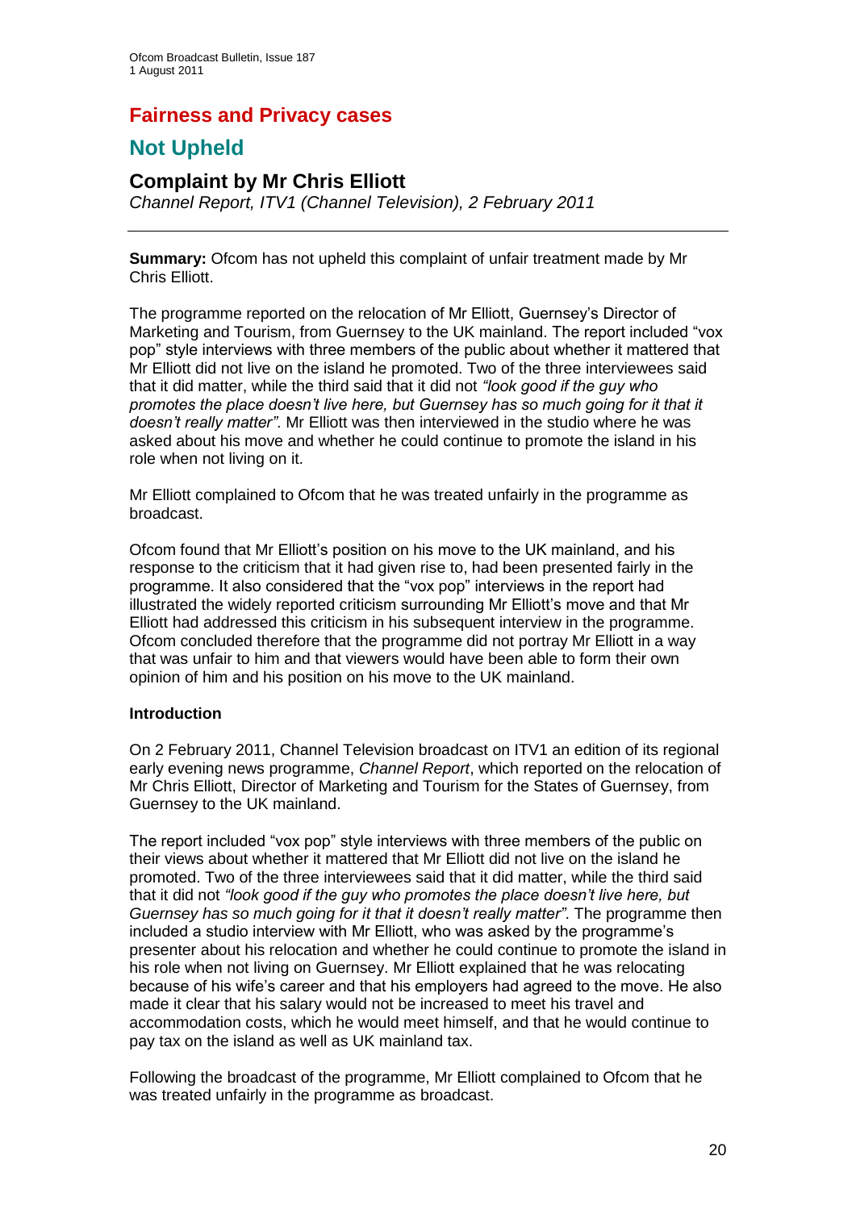## Fairness and Privacy cases

## Not Upheld

### Complaint by Mr Chris Elliott

*Channel Report, ITV1 (Channel Television), 2 February 2011*

---

**Summary:** Ofcom has not upheld this complaint of unfair treatment made by Mr Chris Elliott.

The programme reported on the relocation of Mr Elliott, Guernsey's Director of Marketing and Tourism, from Guernsey to the UK mainland. The report included "vox pop" style interviews with three members of the public about whether it mattered that Mr Elliott did not live on the island he promoted. Two of the three interviewees said that it did matter, while the third said that it did not *"look good if the guy who promotes the place doesn't live here, but Guernsey has so much going for it that it doesn't really matter"*. Mr Elliott was then interviewed in the studio where he was asked about his move and whether he could continue to promote the island in his role when not living on it.

Mr Elliott complained to Ofcom that he was treated unfairly in the programme as broadcast.

Ofcom found that Mr Elliott's position on his move to the UK mainland, and his response to the criticism that it had given rise to, had been presented fairly in the programme. It also considered that the "vox pop" interviews in the report had illustrated the widely reported criticism surrounding Mr Elliott's move and that Mr Elliott had addressed this criticism in his subsequent interview in the programme. Ofcom concluded therefore that the programme did not portray Mr Elliott in a way that was unfair to him and that viewers would have been able to form their own opinion of him and his position on his move to the UK mainland.

**Introduction**

On 2 February 2011, Channel Television broadcast on ITV1 an edition of its regional early evening news programme, *Channel Report*, which reported on the relocation of Mr Chris Elliott, Director of Marketing and Tourism for the States of Guernsey, from Guernsey to the UK mainland.

The report included "vox pop" style interviews with three members of the public on their views about whether it mattered that Mr Elliott did not live on the island he promoted. Two of the three interviewees said that it did matter, while the third said that it did not *"look good if the guy who promotes the place doesn't live here, but Guernsey has so much going for it that it doesn't really matter"*. The programme then included a studio interview with Mr Elliott, who was asked by the programme's presenter about his relocation and whether he could continue to promote the island in his role when not living on Guernsey. Mr Elliott explained that he was relocating because of his wife's career and that his employers had agreed to the move. He also made it clear that his salary would not be increased to meet his travel and accommodation costs, which he would meet himself, and that he would continue to pay tax on the island as well as UK mainland tax.

Following the broadcast of the programme, Mr Elliott complained to Ofcom that he was treated unfairly in the programme as broadcast.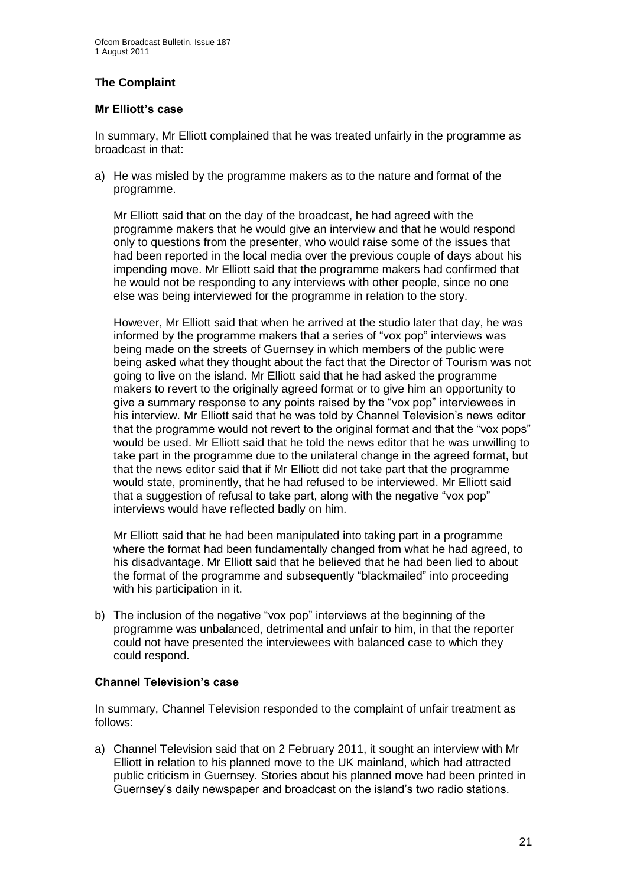## The Complaint

### Mr Elliott's case

In summary, Mr Elliott complained that he was treated unfairly in the programme as broadcast in that:

a) He was misled by the programme makers as to the nature and format of the programme.

   Mr Elliott said that on the day of the broadcast, he had agreed with the programme makers that he would give an interview and that he would respond only to questions from the presenter, who would raise some of the issues that had been reported in the local media over the previous couple of days about his impending move. Mr Elliott said that the programme makers had confirmed that he would not be responding to any interviews with other people, since no one else was being interviewed for the programme in relation to the story.

   However, Mr Elliott said that when he arrived at the studio later that day, he was informed by the programme makers that a series of "vox pop" interviews was being made on the streets of Guernsey in which members of the public were being asked what they thought about the fact that the Director of Tourism was not going to live on the island. Mr Elliott said that he had asked the programme makers to revert to the originally agreed format or to give him an opportunity to give a summary response to any points raised by the "vox pop" interviewees in his interview. Mr Elliott said that he was told by Channel Television's news editor that the programme would not revert to the original format and that the "vox pops" would be used. Mr Elliott said that he told the news editor that he was unwilling to take part in the programme due to the unilateral change in the agreed format, but that the news editor said that if Mr Elliott did not take part that the programme would state, prominently, that he had refused to be interviewed. Mr Elliott said that a suggestion of refusal to take part, along with the negative "vox pop" interviews would have reflected badly on him.

   Mr Elliott said that he had been manipulated into taking part in a programme where the format had been fundamentally changed from what he had agreed, to his disadvantage. Mr Elliott said that he believed that he had been lied to about the format of the programme and subsequently "blackmailed" into proceeding with his participation in it.

b) The inclusion of the negative "vox pop" interviews at the beginning of the programme was unbalanced, detrimental and unfair to him, in that the reporter could not have presented the interviewees with balanced case to which they could respond.

### Channel Television's case

In summary, Channel Television responded to the complaint of unfair treatment as follows:

a) Channel Television said that on 2 February 2011, it sought an interview with Mr Elliott in relation to his planned move to the UK mainland, which had attracted public criticism in Guernsey. Stories about his planned move had been printed in Guernsey's daily newspaper and broadcast on the island's two radio stations.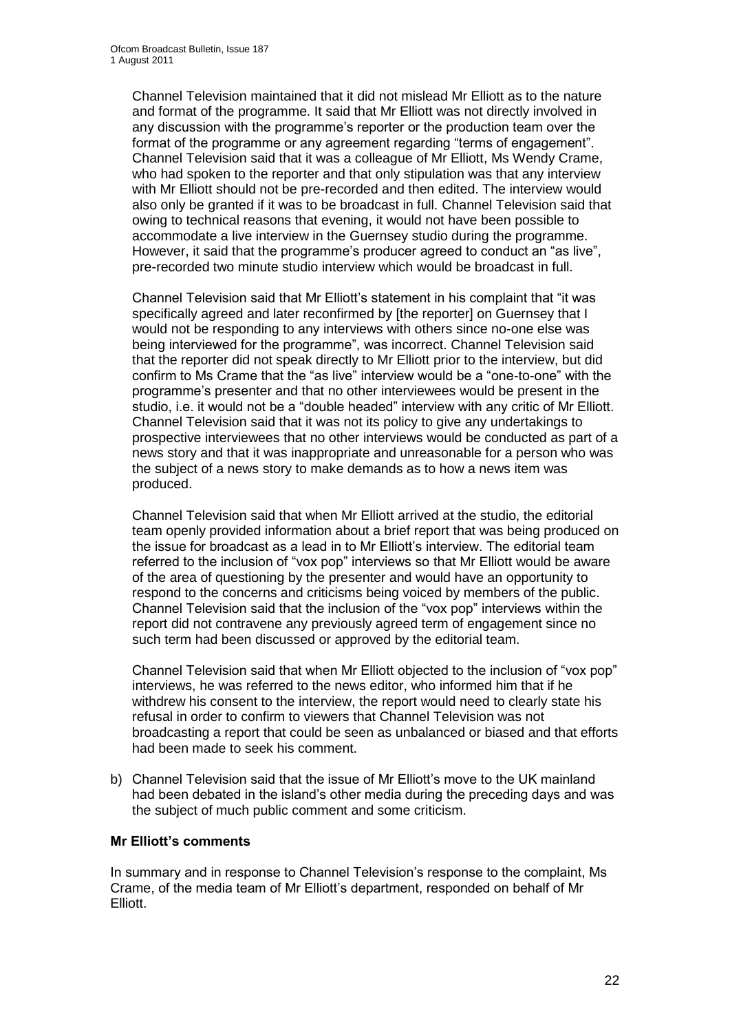Channel Television maintained that it did not mislead Mr Elliott as to the nature and format of the programme. It said that Mr Elliott was not directly involved in any discussion with the programme's reporter or the production team over the format of the programme or any agreement regarding "terms of engagement". Channel Television said that it was a colleague of Mr Elliott, Ms Wendy Crame, who had spoken to the reporter and that only stipulation was that any interview with Mr Elliott should not be pre-recorded and then edited. The interview would also only be granted if it was to be broadcast in full. Channel Television said that owing to technical reasons that evening, it would not have been possible to accommodate a live interview in the Guernsey studio during the programme. However, it said that the programme's producer agreed to conduct an "as live", pre-recorded two minute studio interview which would be broadcast in full.

Channel Television said that Mr Elliott's statement in his complaint that "it was specifically agreed and later reconfirmed by [the reporter] on Guernsey that I would not be responding to any interviews with others since no-one else was being interviewed for the programme", was incorrect. Channel Television said that the reporter did not speak directly to Mr Elliott prior to the interview, but did confirm to Ms Crame that the "as live" interview would be a "one-to-one" with the programme's presenter and that no other interviewees would be present in the studio, i.e. it would not be a "double headed" interview with any critic of Mr Elliott. Channel Television said that it was not its policy to give any undertakings to prospective interviewees that no other interviews would be conducted as part of a news story and that it was inappropriate and unreasonable for a person who was the subject of a news story to make demands as to how a news item was produced.

Channel Television said that when Mr Elliott arrived at the studio, the editorial team openly provided information about a brief report that was being produced on the issue for broadcast as a lead in to Mr Elliott's interview. The editorial team referred to the inclusion of "vox pop" interviews so that Mr Elliott would be aware of the area of questioning by the presenter and would have an opportunity to respond to the concerns and criticisms being voiced by members of the public. Channel Television said that the inclusion of the "vox pop" interviews within the report did not contravene any previously agreed term of engagement since no such term had been discussed or approved by the editorial team.

Channel Television said that when Mr Elliott objected to the inclusion of "vox pop" interviews, he was referred to the news editor, who informed him that if he withdrew his consent to the interview, the report would need to clearly state his refusal in order to confirm to viewers that Channel Television was not broadcasting a report that could be seen as unbalanced or biased and that efforts had been made to seek his comment.

b) Channel Television said that the issue of Mr Elliott's move to the UK mainland had been debated in the island's other media during the preceding days and was the subject of much public comment and some criticism.

**Mr Elliott's comments**

In summary and in response to Channel Television's response to the complaint, Ms Crame, of the media team of Mr Elliott's department, responded on behalf of Mr Elliott.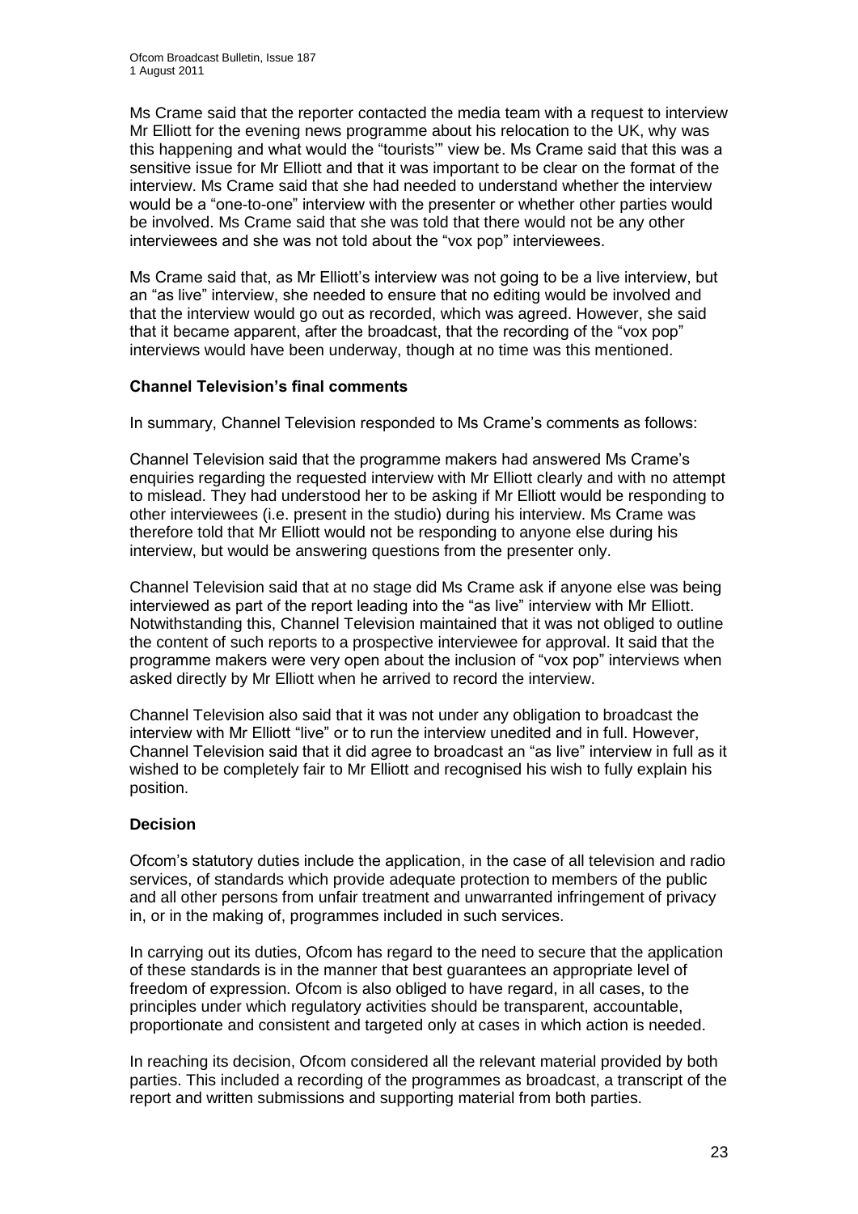Ms Crame said that the reporter contacted the media team with a request to interview Mr Elliott for the evening news programme about his relocation to the UK, why was this happening and what would the "tourists'" view be. Ms Crame said that this was a sensitive issue for Mr Elliott and that it was important to be clear on the format of the interview. Ms Crame said that she had needed to understand whether the interview would be a "one-to-one" interview with the presenter or whether other parties would be involved. Ms Crame said that she was told that there would not be any other interviewees and she was not told about the "vox pop" interviewees.

Ms Crame said that, as Mr Elliott's interview was not going to be a live interview, but an "as live" interview, she needed to ensure that no editing would be involved and that the interview would go out as recorded, which was agreed. However, she said that it became apparent, after the broadcast, that the recording of the "vox pop" interviews would have been underway, though at no time was this mentioned.

**Channel Television's final comments**

In summary, Channel Television responded to Ms Crame's comments as follows:

Channel Television said that the programme makers had answered Ms Crame's enquiries regarding the requested interview with Mr Elliott clearly and with no attempt to mislead. They had understood her to be asking if Mr Elliott would be responding to other interviewees (i.e. present in the studio) during his interview. Ms Crame was therefore told that Mr Elliott would not be responding to anyone else during his interview, but would be answering questions from the presenter only.

Channel Television said that at no stage did Ms Crame ask if anyone else was being interviewed as part of the report leading into the "as live" interview with Mr Elliott. Notwithstanding this, Channel Television maintained that it was not obliged to outline the content of such reports to a prospective interviewee for approval. It said that the programme makers were very open about the inclusion of "vox pop" interviews when asked directly by Mr Elliott when he arrived to record the interview.

Channel Television also said that it was not under any obligation to broadcast the interview with Mr Elliott "live" or to run the interview unedited and in full. However, Channel Television said that it did agree to broadcast an "as live" interview in full as it wished to be completely fair to Mr Elliott and recognised his wish to fully explain his position.

**Decision**

Ofcom's statutory duties include the application, in the case of all television and radio services, of standards which provide adequate protection to members of the public and all other persons from unfair treatment and unwarranted infringement of privacy in, or in the making of, programmes included in such services.

In carrying out its duties, Ofcom has regard to the need to secure that the application of these standards is in the manner that best guarantees an appropriate level of freedom of expression. Ofcom is also obliged to have regard, in all cases, to the principles under which regulatory activities should be transparent, accountable, proportionate and consistent and targeted only at cases in which action is needed.

In reaching its decision, Ofcom considered all the relevant material provided by both parties. This included a recording of the programmes as broadcast, a transcript of the report and written submissions and supporting material from both parties.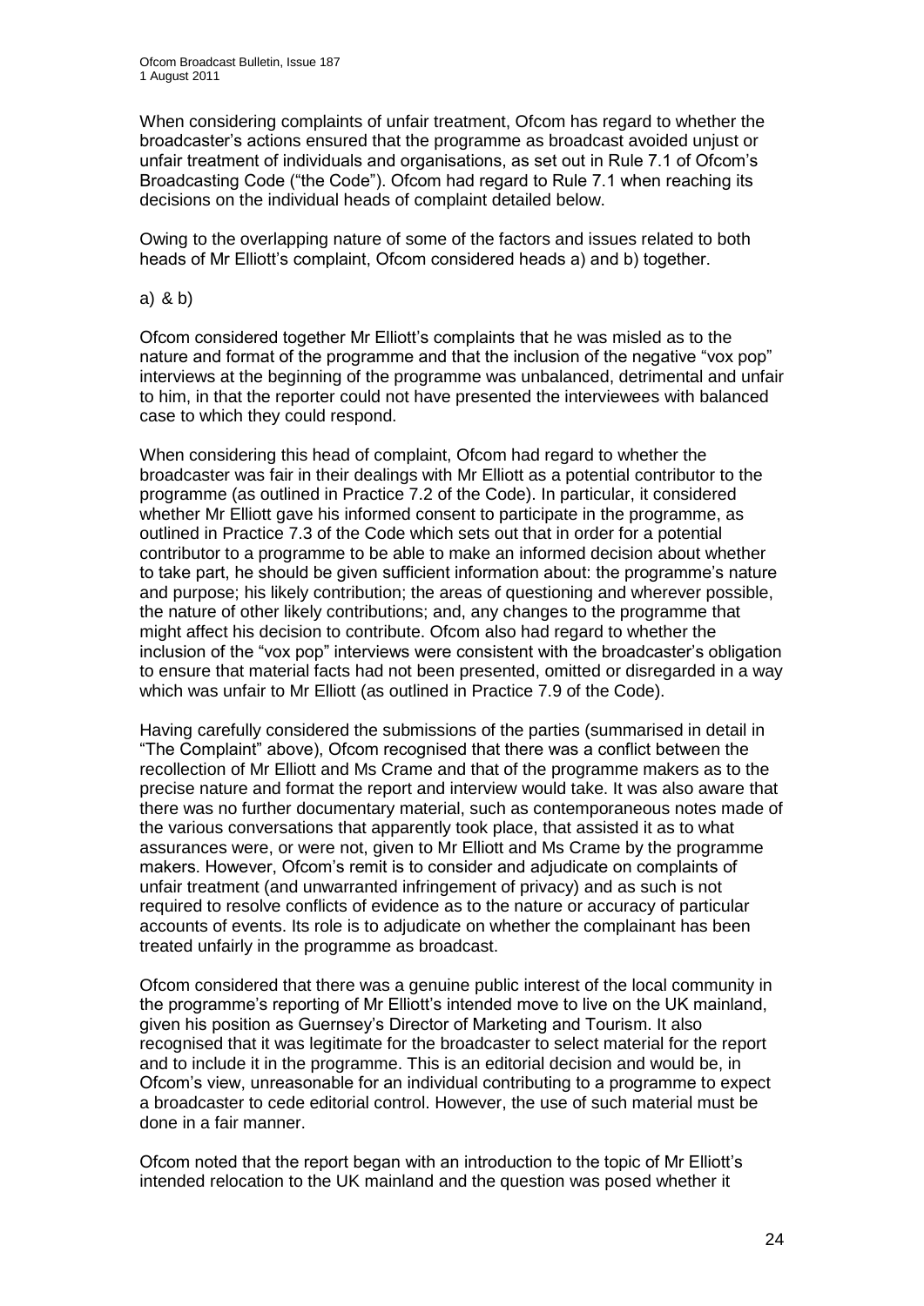When considering complaints of unfair treatment, Ofcom has regard to whether the broadcaster's actions ensured that the programme as broadcast avoided unjust or unfair treatment of individuals and organisations, as set out in Rule 7.1 of Ofcom's Broadcasting Code ("the Code"). Ofcom had regard to Rule 7.1 when reaching its decisions on the individual heads of complaint detailed below.

Owing to the overlapping nature of some of the factors and issues related to both heads of Mr Elliott's complaint, Ofcom considered heads a) and b) together.

a) & b)

Ofcom considered together Mr Elliott's complaints that he was misled as to the nature and format of the programme and that the inclusion of the negative "vox pop" interviews at the beginning of the programme was unbalanced, detrimental and unfair to him, in that the reporter could not have presented the interviewees with balanced case to which they could respond.

When considering this head of complaint, Ofcom had regard to whether the broadcaster was fair in their dealings with Mr Elliott as a potential contributor to the programme (as outlined in Practice 7.2 of the Code). In particular, it considered whether Mr Elliott gave his informed consent to participate in the programme, as outlined in Practice 7.3 of the Code which sets out that in order for a potential contributor to a programme to be able to make an informed decision about whether to take part, he should be given sufficient information about: the programme's nature and purpose; his likely contribution; the areas of questioning and wherever possible, the nature of other likely contributions; and, any changes to the programme that might affect his decision to contribute. Ofcom also had regard to whether the inclusion of the "vox pop" interviews were consistent with the broadcaster's obligation to ensure that material facts had not been presented, omitted or disregarded in a way which was unfair to Mr Elliott (as outlined in Practice 7.9 of the Code).

Having carefully considered the submissions of the parties (summarised in detail in "The Complaint" above), Ofcom recognised that there was a conflict between the recollection of Mr Elliott and Ms Crame and that of the programme makers as to the precise nature and format the report and interview would take. It was also aware that there was no further documentary material, such as contemporaneous notes made of the various conversations that apparently took place, that assisted it as to what assurances were, or were not, given to Mr Elliott and Ms Crame by the programme makers. However, Ofcom's remit is to consider and adjudicate on complaints of unfair treatment (and unwarranted infringement of privacy) and as such is not required to resolve conflicts of evidence as to the nature or accuracy of particular accounts of events. Its role is to adjudicate on whether the complainant has been treated unfairly in the programme as broadcast.

Ofcom considered that there was a genuine public interest of the local community in the programme's reporting of Mr Elliott's intended move to live on the UK mainland, given his position as Guernsey's Director of Marketing and Tourism. It also recognised that it was legitimate for the broadcaster to select material for the report and to include it in the programme. This is an editorial decision and would be, in Ofcom's view, unreasonable for an individual contributing to a programme to expect a broadcaster to cede editorial control. However, the use of such material must be done in a fair manner.

Ofcom noted that the report began with an introduction to the topic of Mr Elliott's intended relocation to the UK mainland and the question was posed whether it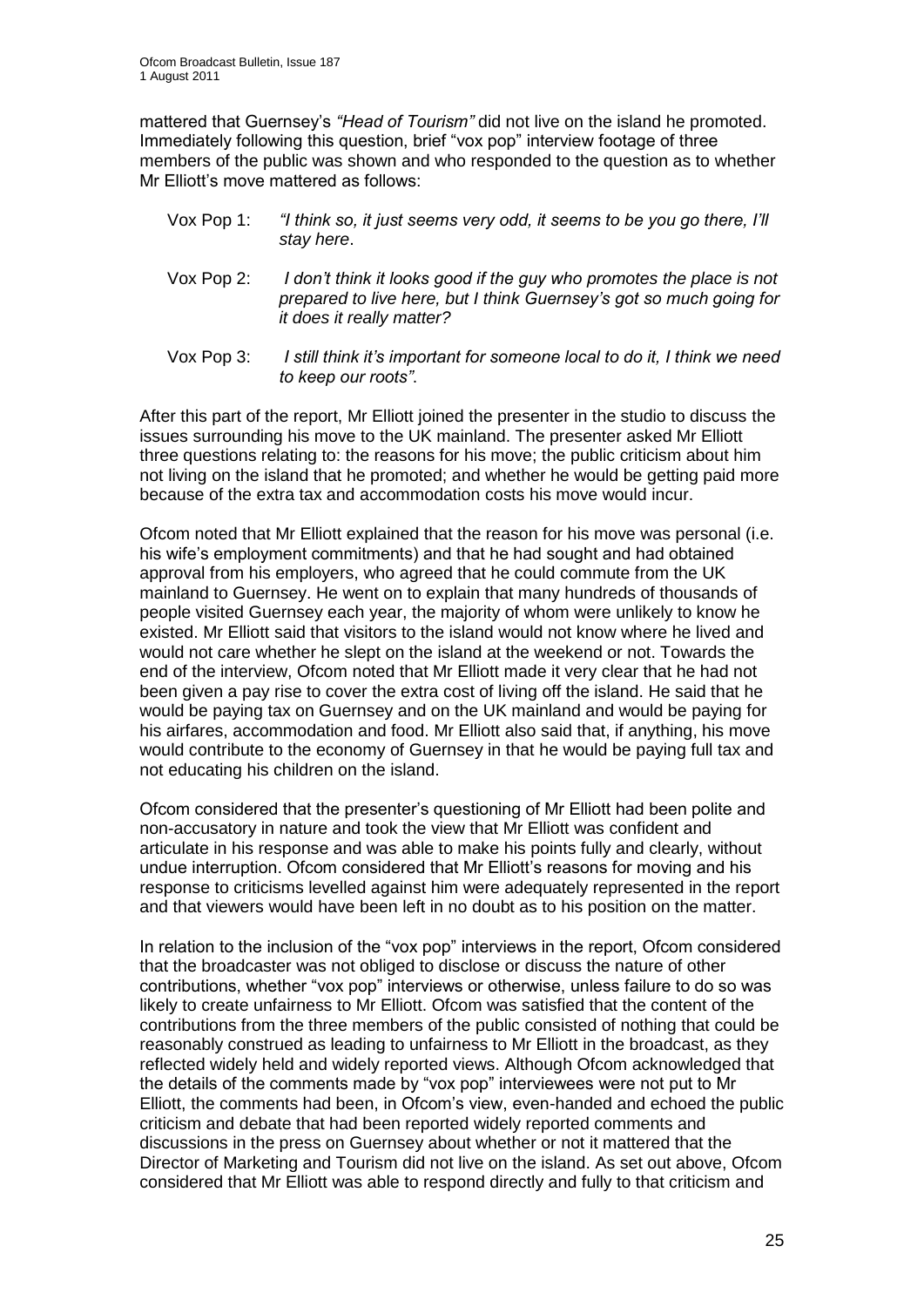mattered that Guernsey's *"Head of Tourism"* did not live on the island he promoted. Immediately following this question, brief "vox pop" interview footage of three members of the public was shown and who responded to the question as to whether Mr Elliott's move mattered as follows:

> Vox Pop 1: *"I think so, it just seems very odd, it seems to be you go there, I'll stay here*.
>
> Vox Pop 2: *I don't think it looks good if the guy who promotes the place is not prepared to live here, but I think Guernsey's got so much going for it does it really matter?*
>
> Vox Pop 3: *I still think it's important for someone local to do it, I think we need to keep our roots"*.

After this part of the report, Mr Elliott joined the presenter in the studio to discuss the issues surrounding his move to the UK mainland. The presenter asked Mr Elliott three questions relating to: the reasons for his move; the public criticism about him not living on the island that he promoted; and whether he would be getting paid more because of the extra tax and accommodation costs his move would incur.

Ofcom noted that Mr Elliott explained that the reason for his move was personal (i.e. his wife's employment commitments) and that he had sought and had obtained approval from his employers, who agreed that he could commute from the UK mainland to Guernsey. He went on to explain that many hundreds of thousands of people visited Guernsey each year, the majority of whom were unlikely to know he existed. Mr Elliott said that visitors to the island would not know where he lived and would not care whether he slept on the island at the weekend or not. Towards the end of the interview, Ofcom noted that Mr Elliott made it very clear that he had not been given a pay rise to cover the extra cost of living off the island. He said that he would be paying tax on Guernsey and on the UK mainland and would be paying for his airfares, accommodation and food. Mr Elliott also said that, if anything, his move would contribute to the economy of Guernsey in that he would be paying full tax and not educating his children on the island.

Ofcom considered that the presenter's questioning of Mr Elliott had been polite and non-accusatory in nature and took the view that Mr Elliott was confident and articulate in his response and was able to make his points fully and clearly, without undue interruption. Ofcom considered that Mr Elliott's reasons for moving and his response to criticisms levelled against him were adequately represented in the report and that viewers would have been left in no doubt as to his position on the matter.

In relation to the inclusion of the "vox pop" interviews in the report, Ofcom considered that the broadcaster was not obliged to disclose or discuss the nature of other contributions, whether "vox pop" interviews or otherwise, unless failure to do so was likely to create unfairness to Mr Elliott. Ofcom was satisfied that the content of the contributions from the three members of the public consisted of nothing that could be reasonably construed as leading to unfairness to Mr Elliott in the broadcast, as they reflected widely held and widely reported views. Although Ofcom acknowledged that the details of the comments made by "vox pop" interviewees were not put to Mr Elliott, the comments had been, in Ofcom's view, even-handed and echoed the public criticism and debate that had been reported widely reported comments and discussions in the press on Guernsey about whether or not it mattered that the Director of Marketing and Tourism did not live on the island. As set out above, Ofcom considered that Mr Elliott was able to respond directly and fully to that criticism and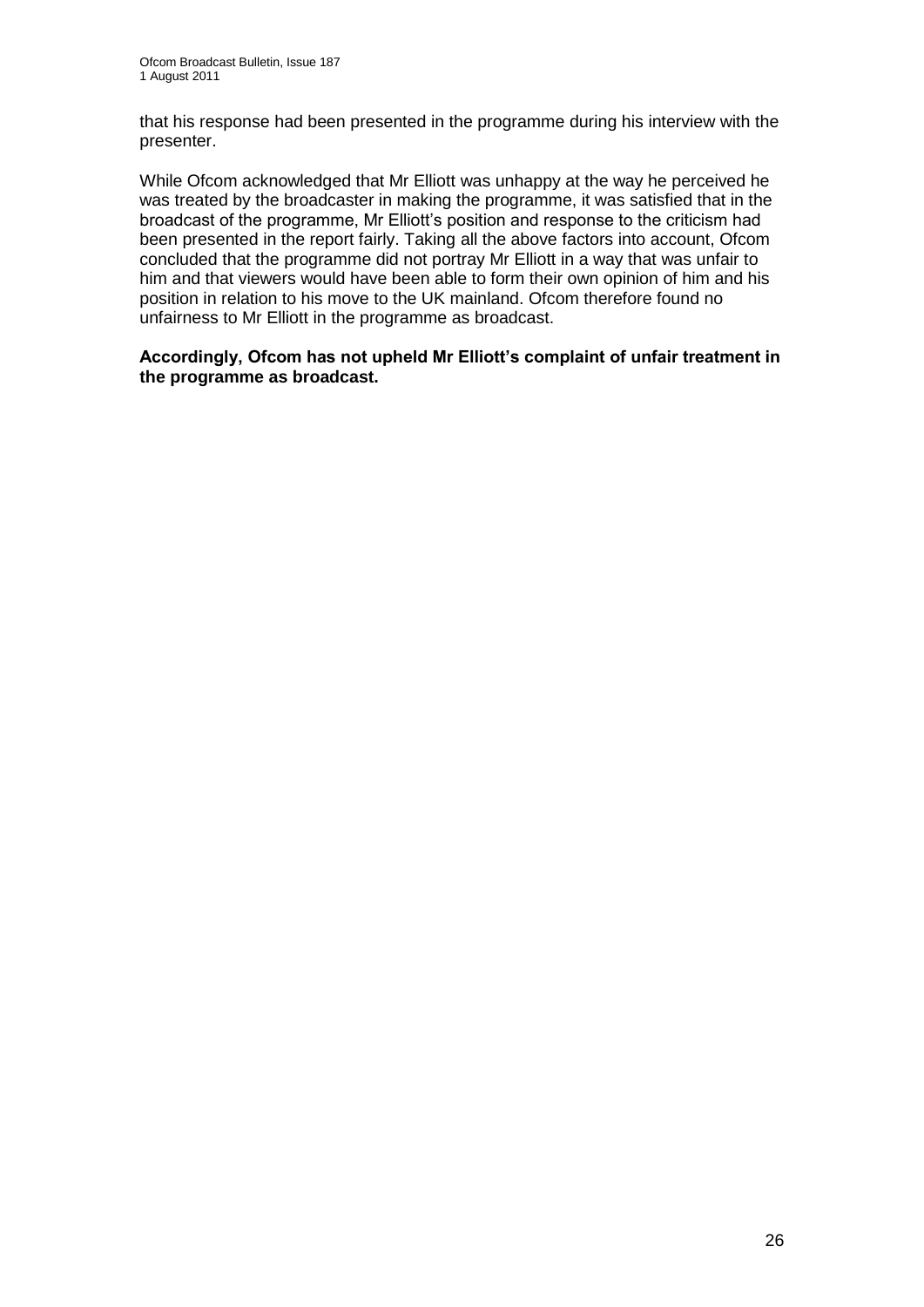that his response had been presented in the programme during his interview with the presenter.

While Ofcom acknowledged that Mr Elliott was unhappy at the way he perceived he was treated by the broadcaster in making the programme, it was satisfied that in the broadcast of the programme, Mr Elliott's position and response to the criticism had been presented in the report fairly. Taking all the above factors into account, Ofcom concluded that the programme did not portray Mr Elliott in a way that was unfair to him and that viewers would have been able to form their own opinion of him and his position in relation to his move to the UK mainland. Ofcom therefore found no unfairness to Mr Elliott in the programme as broadcast.

**Accordingly, Ofcom has not upheld Mr Elliott's complaint of unfair treatment in the programme as broadcast.**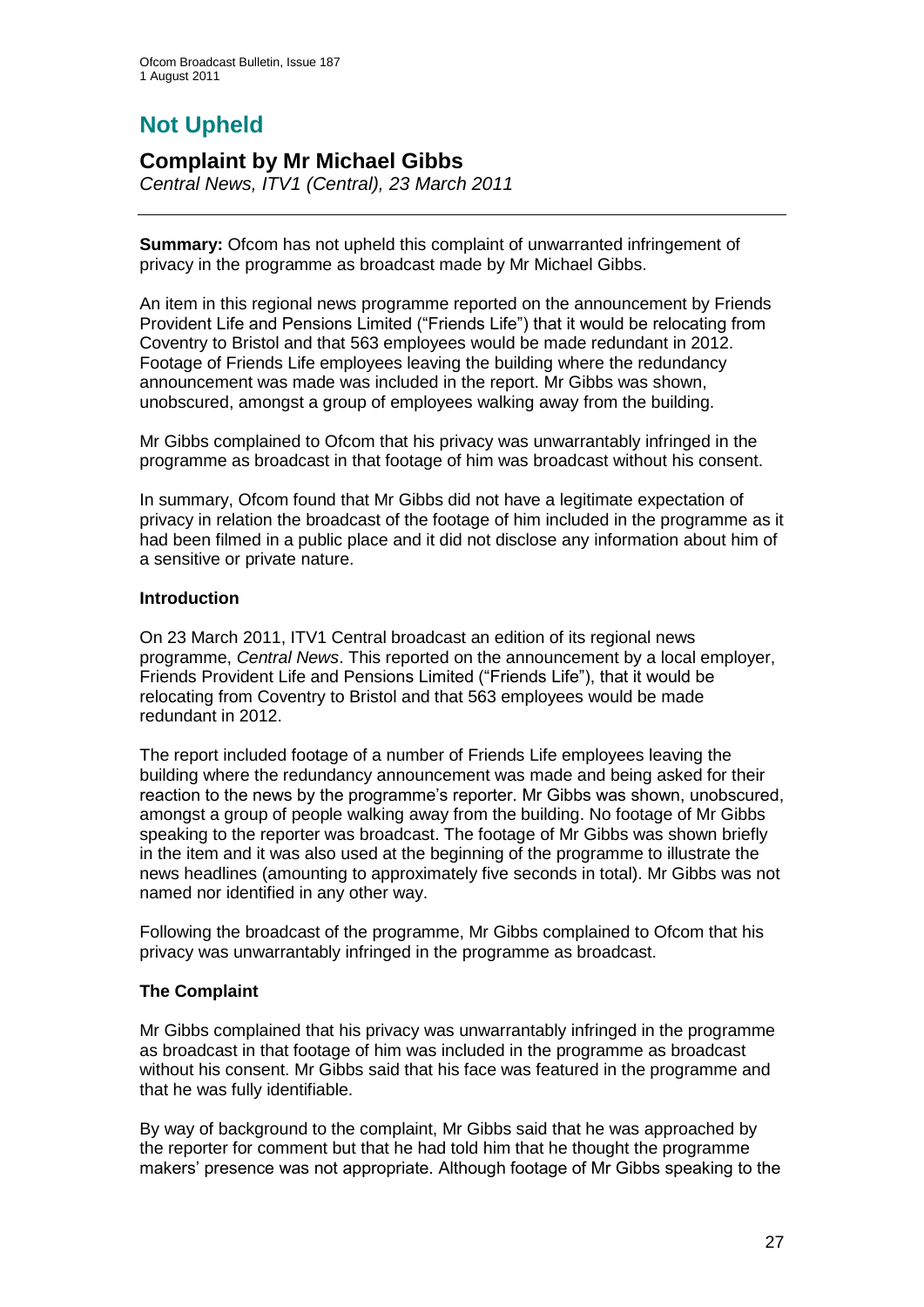# Not Upheld

## Complaint by Mr Michael Gibbs

*Central News, ITV1 (Central), 23 March 2011*

**Summary:** Ofcom has not upheld this complaint of unwarranted infringement of privacy in the programme as broadcast made by Mr Michael Gibbs.

An item in this regional news programme reported on the announcement by Friends Provident Life and Pensions Limited ("Friends Life") that it would be relocating from Coventry to Bristol and that 563 employees would be made redundant in 2012. Footage of Friends Life employees leaving the building where the redundancy announcement was made was included in the report. Mr Gibbs was shown, unobscured, amongst a group of employees walking away from the building.

Mr Gibbs complained to Ofcom that his privacy was unwarrantably infringed in the programme as broadcast in that footage of him was broadcast without his consent.

In summary, Ofcom found that Mr Gibbs did not have a legitimate expectation of privacy in relation the broadcast of the footage of him included in the programme as it had been filmed in a public place and it did not disclose any information about him of a sensitive or private nature.

### Introduction

On 23 March 2011, ITV1 Central broadcast an edition of its regional news programme, *Central News*. This reported on the announcement by a local employer, Friends Provident Life and Pensions Limited ("Friends Life"), that it would be relocating from Coventry to Bristol and that 563 employees would be made redundant in 2012.

The report included footage of a number of Friends Life employees leaving the building where the redundancy announcement was made and being asked for their reaction to the news by the programme's reporter. Mr Gibbs was shown, unobscured, amongst a group of people walking away from the building. No footage of Mr Gibbs speaking to the reporter was broadcast. The footage of Mr Gibbs was shown briefly in the item and it was also used at the beginning of the programme to illustrate the news headlines (amounting to approximately five seconds in total). Mr Gibbs was not named nor identified in any other way.

Following the broadcast of the programme, Mr Gibbs complained to Ofcom that his privacy was unwarrantably infringed in the programme as broadcast.

### The Complaint

Mr Gibbs complained that his privacy was unwarrantably infringed in the programme as broadcast in that footage of him was included in the programme as broadcast without his consent. Mr Gibbs said that his face was featured in the programme and that he was fully identifiable.

By way of background to the complaint, Mr Gibbs said that he was approached by the reporter for comment but that he had told him that he thought the programme makers' presence was not appropriate. Although footage of Mr Gibbs speaking to the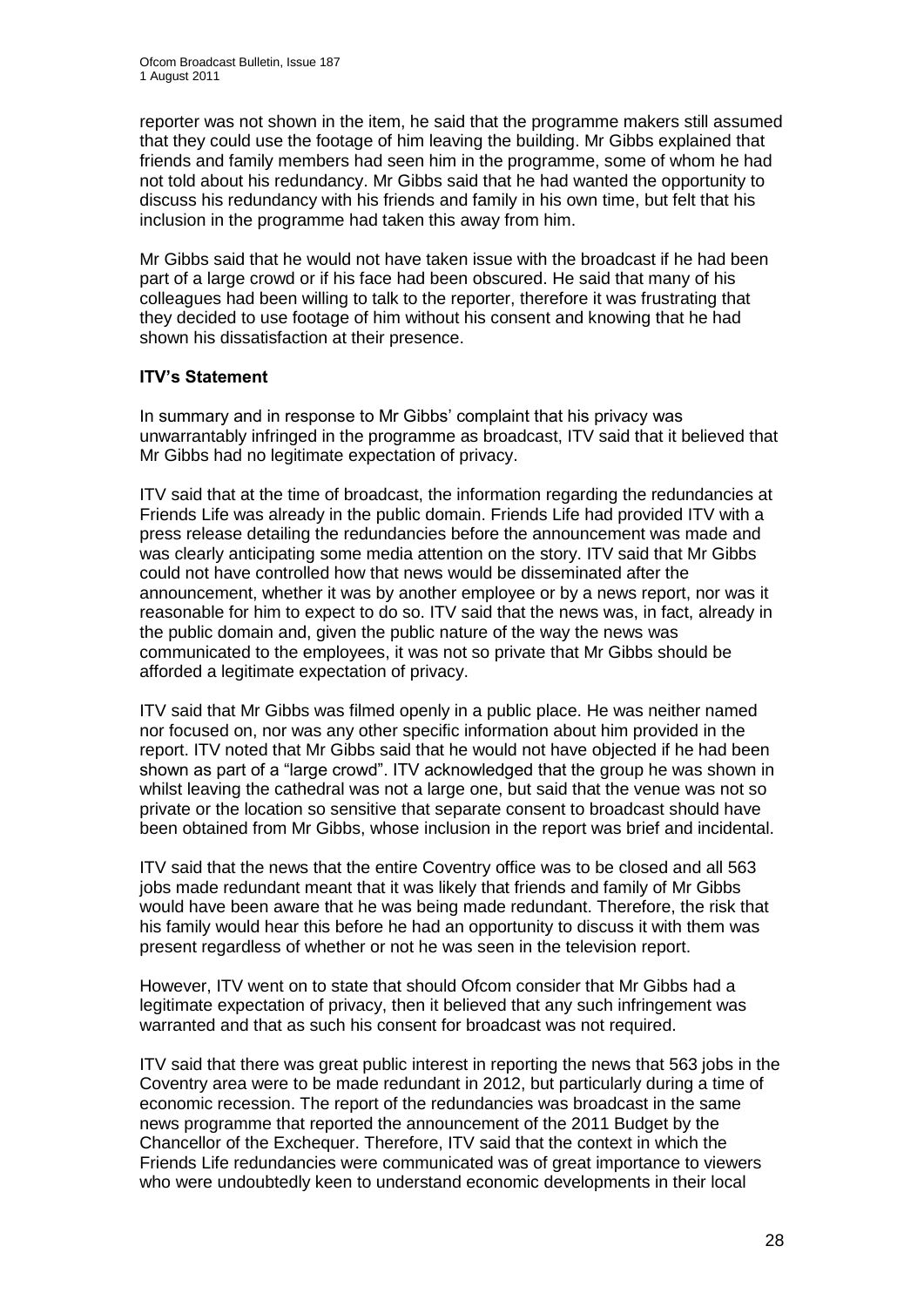reporter was not shown in the item, he said that the programme makers still assumed that they could use the footage of him leaving the building. Mr Gibbs explained that friends and family members had seen him in the programme, some of whom he had not told about his redundancy. Mr Gibbs said that he had wanted the opportunity to discuss his redundancy with his friends and family in his own time, but felt that his inclusion in the programme had taken this away from him.

Mr Gibbs said that he would not have taken issue with the broadcast if he had been part of a large crowd or if his face had been obscured. He said that many of his colleagues had been willing to talk to the reporter, therefore it was frustrating that they decided to use footage of him without his consent and knowing that he had shown his dissatisfaction at their presence.

**ITV's Statement**

In summary and in response to Mr Gibbs' complaint that his privacy was unwarrantably infringed in the programme as broadcast, ITV said that it believed that Mr Gibbs had no legitimate expectation of privacy.

ITV said that at the time of broadcast, the information regarding the redundancies at Friends Life was already in the public domain. Friends Life had provided ITV with a press release detailing the redundancies before the announcement was made and was clearly anticipating some media attention on the story. ITV said that Mr Gibbs could not have controlled how that news would be disseminated after the announcement, whether it was by another employee or by a news report, nor was it reasonable for him to expect to do so. ITV said that the news was, in fact, already in the public domain and, given the public nature of the way the news was communicated to the employees, it was not so private that Mr Gibbs should be afforded a legitimate expectation of privacy.

ITV said that Mr Gibbs was filmed openly in a public place. He was neither named nor focused on, nor was any other specific information about him provided in the report. ITV noted that Mr Gibbs said that he would not have objected if he had been shown as part of a "large crowd". ITV acknowledged that the group he was shown in whilst leaving the cathedral was not a large one, but said that the venue was not so private or the location so sensitive that separate consent to broadcast should have been obtained from Mr Gibbs, whose inclusion in the report was brief and incidental.

ITV said that the news that the entire Coventry office was to be closed and all 563 jobs made redundant meant that it was likely that friends and family of Mr Gibbs would have been aware that he was being made redundant. Therefore, the risk that his family would hear this before he had an opportunity to discuss it with them was present regardless of whether or not he was seen in the television report.

However, ITV went on to state that should Ofcom consider that Mr Gibbs had a legitimate expectation of privacy, then it believed that any such infringement was warranted and that as such his consent for broadcast was not required.

ITV said that there was great public interest in reporting the news that 563 jobs in the Coventry area were to be made redundant in 2012, but particularly during a time of economic recession. The report of the redundancies was broadcast in the same news programme that reported the announcement of the 2011 Budget by the Chancellor of the Exchequer. Therefore, ITV said that the context in which the Friends Life redundancies were communicated was of great importance to viewers who were undoubtedly keen to understand economic developments in their local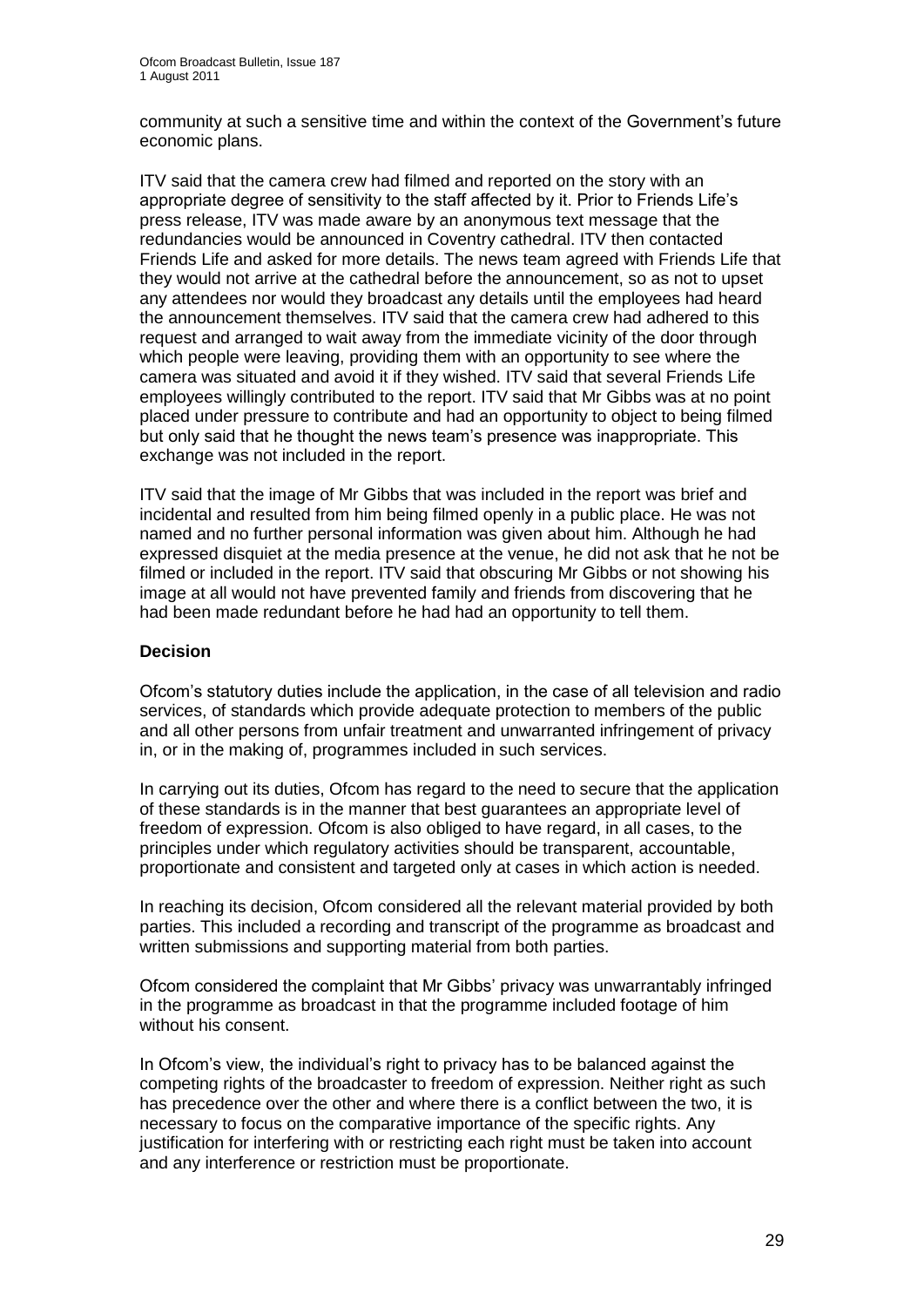community at such a sensitive time and within the context of the Government's future economic plans.

ITV said that the camera crew had filmed and reported on the story with an appropriate degree of sensitivity to the staff affected by it. Prior to Friends Life's press release, ITV was made aware by an anonymous text message that the redundancies would be announced in Coventry cathedral. ITV then contacted Friends Life and asked for more details. The news team agreed with Friends Life that they would not arrive at the cathedral before the announcement, so as not to upset any attendees nor would they broadcast any details until the employees had heard the announcement themselves. ITV said that the camera crew had adhered to this request and arranged to wait away from the immediate vicinity of the door through which people were leaving, providing them with an opportunity to see where the camera was situated and avoid it if they wished. ITV said that several Friends Life employees willingly contributed to the report. ITV said that Mr Gibbs was at no point placed under pressure to contribute and had an opportunity to object to being filmed but only said that he thought the news team's presence was inappropriate. This exchange was not included in the report.

ITV said that the image of Mr Gibbs that was included in the report was brief and incidental and resulted from him being filmed openly in a public place. He was not named and no further personal information was given about him. Although he had expressed disquiet at the media presence at the venue, he did not ask that he not be filmed or included in the report. ITV said that obscuring Mr Gibbs or not showing his image at all would not have prevented family and friends from discovering that he had been made redundant before he had had an opportunity to tell them.

**Decision**

Ofcom's statutory duties include the application, in the case of all television and radio services, of standards which provide adequate protection to members of the public and all other persons from unfair treatment and unwarranted infringement of privacy in, or in the making of, programmes included in such services.

In carrying out its duties, Ofcom has regard to the need to secure that the application of these standards is in the manner that best guarantees an appropriate level of freedom of expression. Ofcom is also obliged to have regard, in all cases, to the principles under which regulatory activities should be transparent, accountable, proportionate and consistent and targeted only at cases in which action is needed.

In reaching its decision, Ofcom considered all the relevant material provided by both parties. This included a recording and transcript of the programme as broadcast and written submissions and supporting material from both parties.

Ofcom considered the complaint that Mr Gibbs' privacy was unwarrantably infringed in the programme as broadcast in that the programme included footage of him without his consent.

In Ofcom's view, the individual's right to privacy has to be balanced against the competing rights of the broadcaster to freedom of expression. Neither right as such has precedence over the other and where there is a conflict between the two, it is necessary to focus on the comparative importance of the specific rights. Any justification for interfering with or restricting each right must be taken into account and any interference or restriction must be proportionate.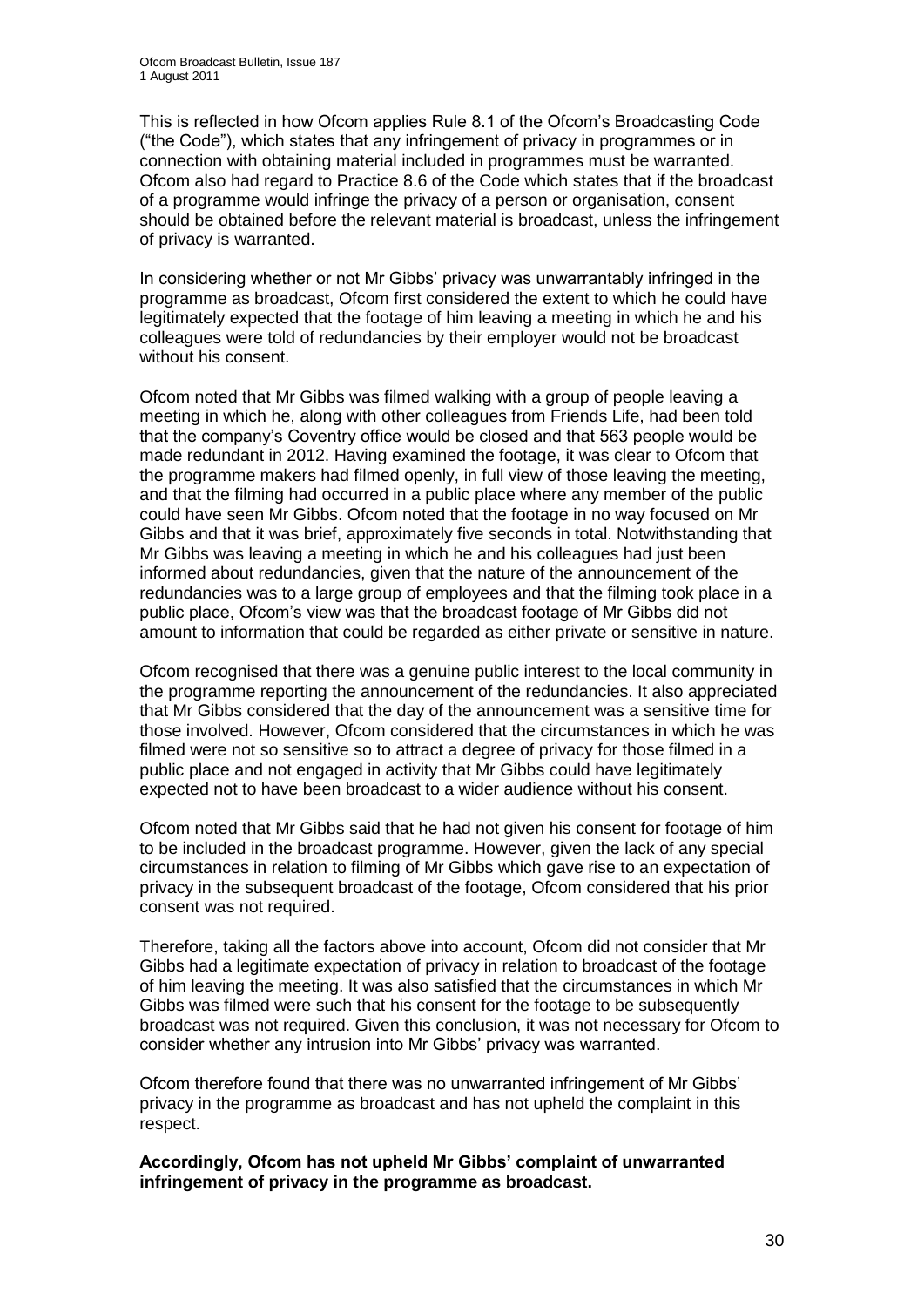This is reflected in how Ofcom applies Rule 8.1 of the Ofcom's Broadcasting Code ("the Code"), which states that any infringement of privacy in programmes or in connection with obtaining material included in programmes must be warranted. Ofcom also had regard to Practice 8.6 of the Code which states that if the broadcast of a programme would infringe the privacy of a person or organisation, consent should be obtained before the relevant material is broadcast, unless the infringement of privacy is warranted.

In considering whether or not Mr Gibbs' privacy was unwarrantably infringed in the programme as broadcast, Ofcom first considered the extent to which he could have legitimately expected that the footage of him leaving a meeting in which he and his colleagues were told of redundancies by their employer would not be broadcast without his consent.

Ofcom noted that Mr Gibbs was filmed walking with a group of people leaving a meeting in which he, along with other colleagues from Friends Life, had been told that the company's Coventry office would be closed and that 563 people would be made redundant in 2012. Having examined the footage, it was clear to Ofcom that the programme makers had filmed openly, in full view of those leaving the meeting, and that the filming had occurred in a public place where any member of the public could have seen Mr Gibbs. Ofcom noted that the footage in no way focused on Mr Gibbs and that it was brief, approximately five seconds in total. Notwithstanding that Mr Gibbs was leaving a meeting in which he and his colleagues had just been informed about redundancies, given that the nature of the announcement of the redundancies was to a large group of employees and that the filming took place in a public place, Ofcom's view was that the broadcast footage of Mr Gibbs did not amount to information that could be regarded as either private or sensitive in nature.

Ofcom recognised that there was a genuine public interest to the local community in the programme reporting the announcement of the redundancies. It also appreciated that Mr Gibbs considered that the day of the announcement was a sensitive time for those involved. However, Ofcom considered that the circumstances in which he was filmed were not so sensitive so to attract a degree of privacy for those filmed in a public place and not engaged in activity that Mr Gibbs could have legitimately expected not to have been broadcast to a wider audience without his consent.

Ofcom noted that Mr Gibbs said that he had not given his consent for footage of him to be included in the broadcast programme. However, given the lack of any special circumstances in relation to filming of Mr Gibbs which gave rise to an expectation of privacy in the subsequent broadcast of the footage, Ofcom considered that his prior consent was not required.

Therefore, taking all the factors above into account, Ofcom did not consider that Mr Gibbs had a legitimate expectation of privacy in relation to broadcast of the footage of him leaving the meeting. It was also satisfied that the circumstances in which Mr Gibbs was filmed were such that his consent for the footage to be subsequently broadcast was not required. Given this conclusion, it was not necessary for Ofcom to consider whether any intrusion into Mr Gibbs' privacy was warranted.

Ofcom therefore found that there was no unwarranted infringement of Mr Gibbs' privacy in the programme as broadcast and has not upheld the complaint in this respect.

**Accordingly, Ofcom has not upheld Mr Gibbs' complaint of unwarranted infringement of privacy in the programme as broadcast.**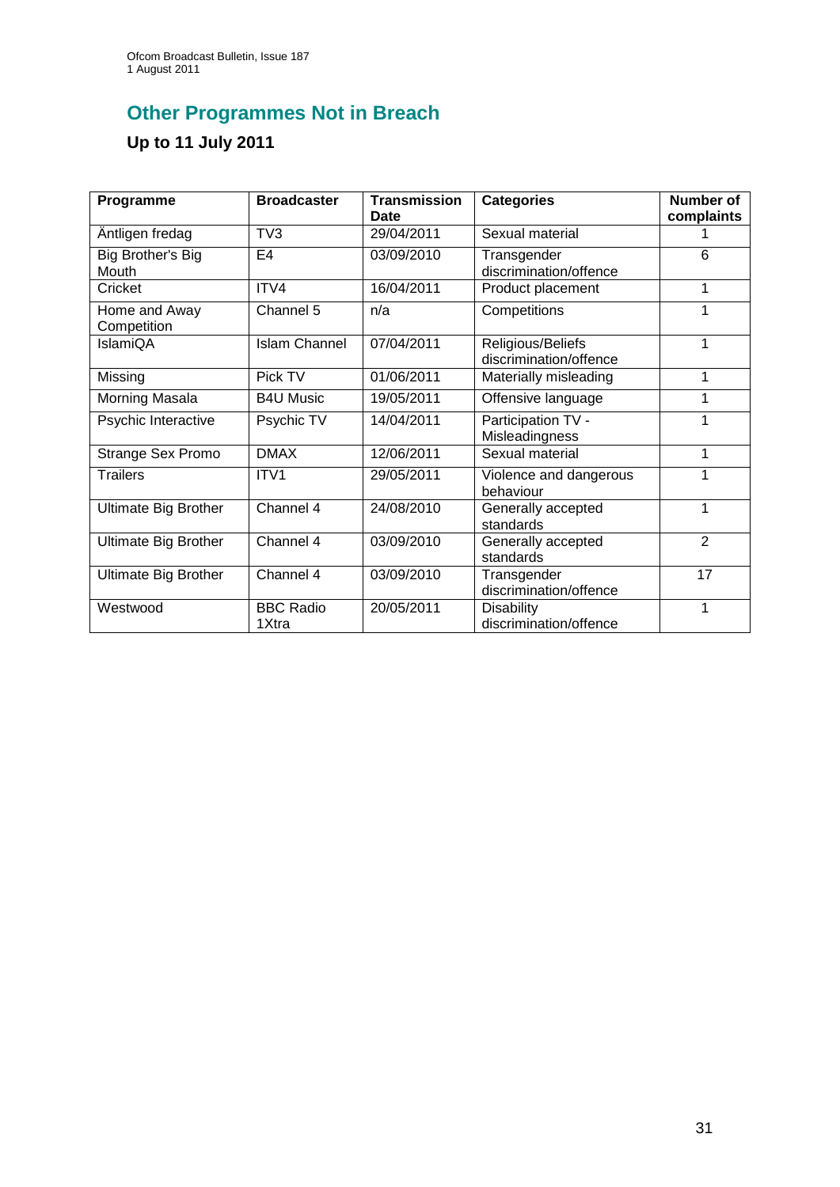# Other Programmes Not in Breach

## Up to 11 July 2011

| Programme | Broadcaster | Transmission Date | Categories | Number of complaints |
|---|---|---|---|---|
| Äntligen fredag | TV3 | 29/04/2011 | Sexual material | 1 |
| Big Brother's Big Mouth | E4 | 03/09/2010 | Transgender discrimination/offence | 6 |
| Cricket | ITV4 | 16/04/2011 | Product placement | 1 |
| Home and Away Competition | Channel 5 | n/a | Competitions | 1 |
| IslamiQA | Islam Channel | 07/04/2011 | Religious/Beliefs discrimination/offence | 1 |
| Missing | Pick TV | 01/06/2011 | Materially misleading | 1 |
| Morning Masala | B4U Music | 19/05/2011 | Offensive language | 1 |
| Psychic Interactive | Psychic TV | 14/04/2011 | Participation TV - Misleadingness | 1 |
| Strange Sex Promo | DMAX | 12/06/2011 | Sexual material | 1 |
| Trailers | ITV1 | 29/05/2011 | Violence and dangerous behaviour | 1 |
| Ultimate Big Brother | Channel 4 | 24/08/2010 | Generally accepted standards | 1 |
| Ultimate Big Brother | Channel 4 | 03/09/2010 | Generally accepted standards | 2 |
| Ultimate Big Brother | Channel 4 | 03/09/2010 | Transgender discrimination/offence | 17 |
| Westwood | BBC Radio 1Xtra | 20/05/2011 | Disability discrimination/offence | 1 |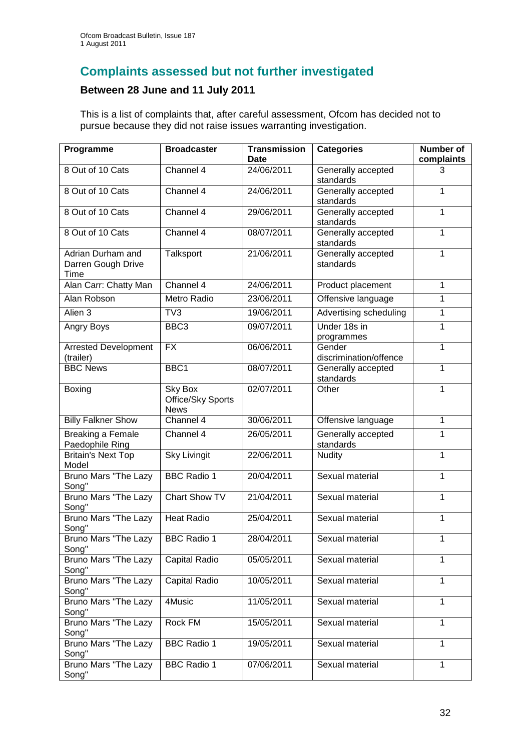## Complaints assessed but not further investigated

### Between 28 June and 11 July 2011

This is a list of complaints that, after careful assessment, Ofcom has decided not to pursue because they did not raise issues warranting investigation.

| Programme | Broadcaster | Transmission Date | Categories | Number of complaints |
|---|---|---|---|---|
| 8 Out of 10 Cats | Channel 4 | 24/06/2011 | Generally accepted standards | 3 |
| 8 Out of 10 Cats | Channel 4 | 24/06/2011 | Generally accepted standards | 1 |
| 8 Out of 10 Cats | Channel 4 | 29/06/2011 | Generally accepted standards | 1 |
| 8 Out of 10 Cats | Channel 4 | 08/07/2011 | Generally accepted standards | 1 |
| Adrian Durham and Darren Gough Drive Time | Talksport | 21/06/2011 | Generally accepted standards | 1 |
| Alan Carr: Chatty Man | Channel 4 | 24/06/2011 | Product placement | 1 |
| Alan Robson | Metro Radio | 23/06/2011 | Offensive language | 1 |
| Alien 3 | TV3 | 19/06/2011 | Advertising scheduling | 1 |
| Angry Boys | BBC3 | 09/07/2011 | Under 18s in programmes | 1 |
| Arrested Development (trailer) | FX | 06/06/2011 | Gender discrimination/offence | 1 |
| BBC News | BBC1 | 08/07/2011 | Generally accepted standards | 1 |
| Boxing | Sky Box Office/Sky Sports News | 02/07/2011 | Other | 1 |
| Billy Falkner Show | Channel 4 | 30/06/2011 | Offensive language | 1 |
| Breaking a Female Paedophile Ring | Channel 4 | 26/05/2011 | Generally accepted standards | 1 |
| Britain's Next Top Model | Sky Livingit | 22/06/2011 | Nudity | 1 |
| Bruno Mars "The Lazy Song" | BBC Radio 1 | 20/04/2011 | Sexual material | 1 |
| Bruno Mars "The Lazy Song" | Chart Show TV | 21/04/2011 | Sexual material | 1 |
| Bruno Mars "The Lazy Song" | Heat Radio | 25/04/2011 | Sexual material | 1 |
| Bruno Mars "The Lazy Song" | BBC Radio 1 | 28/04/2011 | Sexual material | 1 |
| Bruno Mars "The Lazy Song" | Capital Radio | 05/05/2011 | Sexual material | 1 |
| Bruno Mars "The Lazy Song" | Capital Radio | 10/05/2011 | Sexual material | 1 |
| Bruno Mars "The Lazy Song" | 4Music | 11/05/2011 | Sexual material | 1 |
| Bruno Mars "The Lazy Song" | Rock FM | 15/05/2011 | Sexual material | 1 |
| Bruno Mars "The Lazy Song" | BBC Radio 1 | 19/05/2011 | Sexual material | 1 |
| Bruno Mars "The Lazy Song" | BBC Radio 1 | 07/06/2011 | Sexual material | 1 |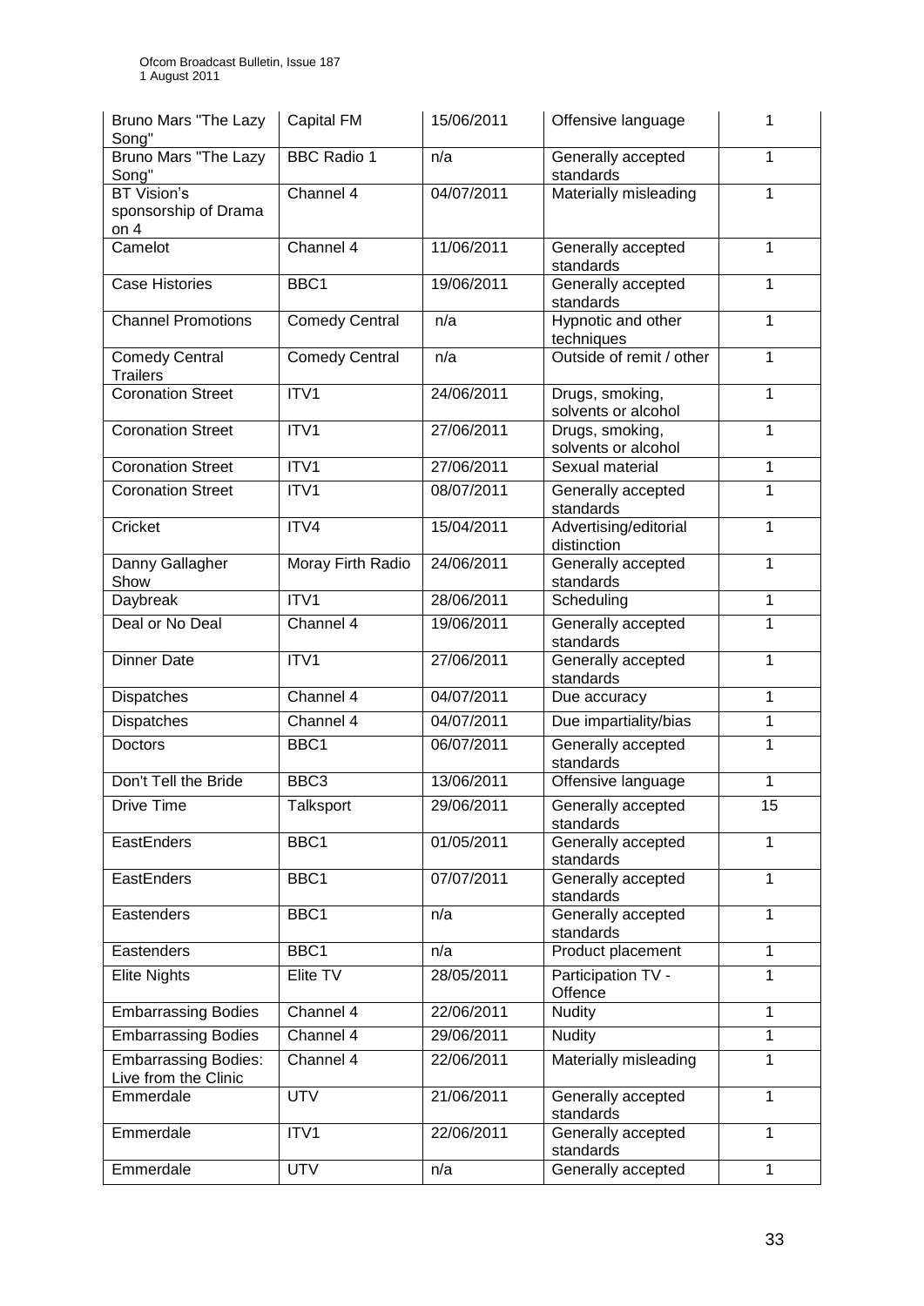| Bruno Mars "The Lazy Song" | Capital FM | 15/06/2011 | Offensive language | 1 |
|---|---|---|---|---|
| Bruno Mars "The Lazy Song" | BBC Radio 1 | n/a | Generally accepted standards | 1 |
| BT Vision's sponsorship of Drama on 4 | Channel 4 | 04/07/2011 | Materially misleading | 1 |
| Camelot | Channel 4 | 11/06/2011 | Generally accepted standards | 1 |
| Case Histories | BBC1 | 19/06/2011 | Generally accepted standards | 1 |
| Channel Promotions | Comedy Central | n/a | Hypnotic and other techniques | 1 |
| Comedy Central Trailers | Comedy Central | n/a | Outside of remit / other | 1 |
| Coronation Street | ITV1 | 24/06/2011 | Drugs, smoking, solvents or alcohol | 1 |
| Coronation Street | ITV1 | 27/06/2011 | Drugs, smoking, solvents or alcohol | 1 |
| Coronation Street | ITV1 | 27/06/2011 | Sexual material | 1 |
| Coronation Street | ITV1 | 08/07/2011 | Generally accepted standards | 1 |
| Cricket | ITV4 | 15/04/2011 | Advertising/editorial distinction | 1 |
| Danny Gallagher Show | Moray Firth Radio | 24/06/2011 | Generally accepted standards | 1 |
| Daybreak | ITV1 | 28/06/2011 | Scheduling | 1 |
| Deal or No Deal | Channel 4 | 19/06/2011 | Generally accepted standards | 1 |
| Dinner Date | ITV1 | 27/06/2011 | Generally accepted standards | 1 |
| Dispatches | Channel 4 | 04/07/2011 | Due accuracy | 1 |
| Dispatches | Channel 4 | 04/07/2011 | Due impartiality/bias | 1 |
| Doctors | BBC1 | 06/07/2011 | Generally accepted standards | 1 |
| Don't Tell the Bride | BBC3 | 13/06/2011 | Offensive language | 1 |
| Drive Time | Talksport | 29/06/2011 | Generally accepted standards | 15 |
| EastEnders | BBC1 | 01/05/2011 | Generally accepted standards | 1 |
| EastEnders | BBC1 | 07/07/2011 | Generally accepted standards | 1 |
| Eastenders | BBC1 | n/a | Generally accepted standards | 1 |
| Eastenders | BBC1 | n/a | Product placement | 1 |
| Elite Nights | Elite TV | 28/05/2011 | Participation TV - Offence | 1 |
| Embarrassing Bodies | Channel 4 | 22/06/2011 | Nudity | 1 |
| Embarrassing Bodies | Channel 4 | 29/06/2011 | Nudity | 1 |
| Embarrassing Bodies: Live from the Clinic | Channel 4 | 22/06/2011 | Materially misleading | 1 |
| Emmerdale | UTV | 21/06/2011 | Generally accepted standards | 1 |
| Emmerdale | ITV1 | 22/06/2011 | Generally accepted standards | 1 |
| Emmerdale | UTV | n/a | Generally accepted | 1 |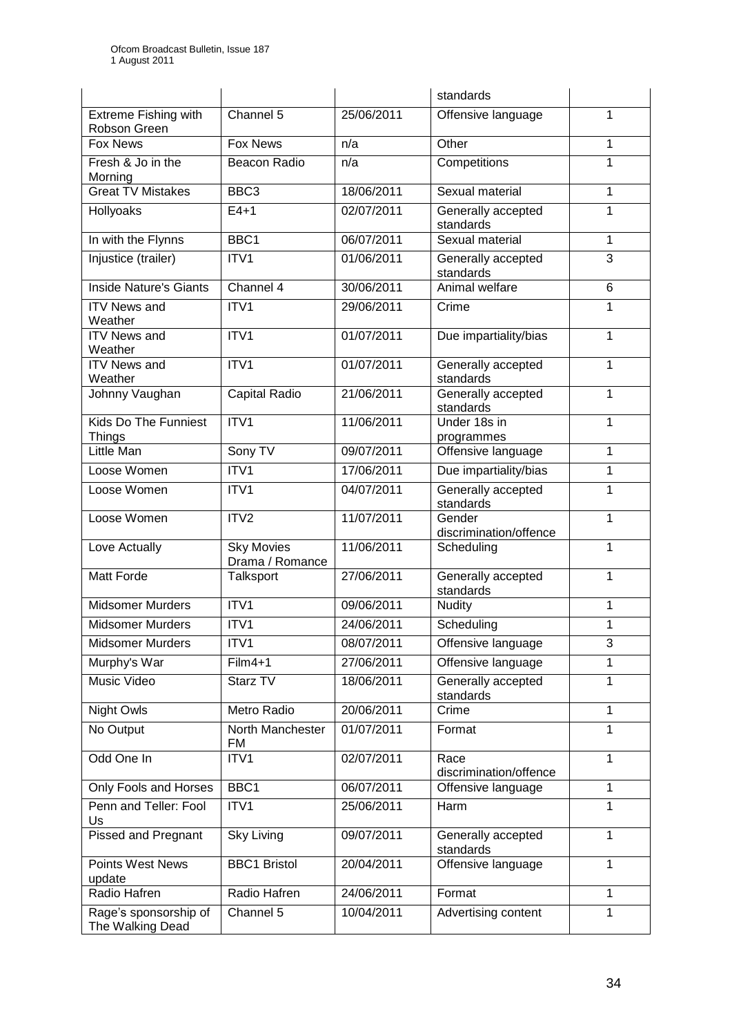| | | | standards | |
|---|---|---|---|---|
| Extreme Fishing with Robson Green | Channel 5 | 25/06/2011 | Offensive language | 1 |
| Fox News | Fox News | n/a | Other | 1 |
| Fresh & Jo in the Morning | Beacon Radio | n/a | Competitions | 1 |
| Great TV Mistakes | BBC3 | 18/06/2011 | Sexual material | 1 |
| Hollyoaks | E4+1 | 02/07/2011 | Generally accepted standards | 1 |
| In with the Flynns | BBC1 | 06/07/2011 | Sexual material | 1 |
| Injustice (trailer) | ITV1 | 01/06/2011 | Generally accepted standards | 3 |
| Inside Nature's Giants | Channel 4 | 30/06/2011 | Animal welfare | 6 |
| ITV News and Weather | ITV1 | 29/06/2011 | Crime | 1 |
| ITV News and Weather | ITV1 | 01/07/2011 | Due impartiality/bias | 1 |
| ITV News and Weather | ITV1 | 01/07/2011 | Generally accepted standards | 1 |
| Johnny Vaughan | Capital Radio | 21/06/2011 | Generally accepted standards | 1 |
| Kids Do The Funniest Things | ITV1 | 11/06/2011 | Under 18s in programmes | 1 |
| Little Man | Sony TV | 09/07/2011 | Offensive language | 1 |
| Loose Women | ITV1 | 17/06/2011 | Due impartiality/bias | 1 |
| Loose Women | ITV1 | 04/07/2011 | Generally accepted standards | 1 |
| Loose Women | ITV2 | 11/07/2011 | Gender discrimination/offence | 1 |
| Love Actually | Sky Movies Drama / Romance | 11/06/2011 | Scheduling | 1 |
| Matt Forde | Talksport | 27/06/2011 | Generally accepted standards | 1 |
| Midsomer Murders | ITV1 | 09/06/2011 | Nudity | 1 |
| Midsomer Murders | ITV1 | 24/06/2011 | Scheduling | 1 |
| Midsomer Murders | ITV1 | 08/07/2011 | Offensive language | 3 |
| Murphy's War | Film4+1 | 27/06/2011 | Offensive language | 1 |
| Music Video | Starz TV | 18/06/2011 | Generally accepted standards | 1 |
| Night Owls | Metro Radio | 20/06/2011 | Crime | 1 |
| No Output | North Manchester FM | 01/07/2011 | Format | 1 |
| Odd One In | ITV1 | 02/07/2011 | Race discrimination/offence | 1 |
| Only Fools and Horses | BBC1 | 06/07/2011 | Offensive language | 1 |
| Penn and Teller: Fool Us | ITV1 | 25/06/2011 | Harm | 1 |
| Pissed and Pregnant | Sky Living | 09/07/2011 | Generally accepted standards | 1 |
| Points West News update | BBC1 Bristol | 20/04/2011 | Offensive language | 1 |
| Radio Hafren | Radio Hafren | 24/06/2011 | Format | 1 |
| Rage's sponsorship of The Walking Dead | Channel 5 | 10/04/2011 | Advertising content | 1 |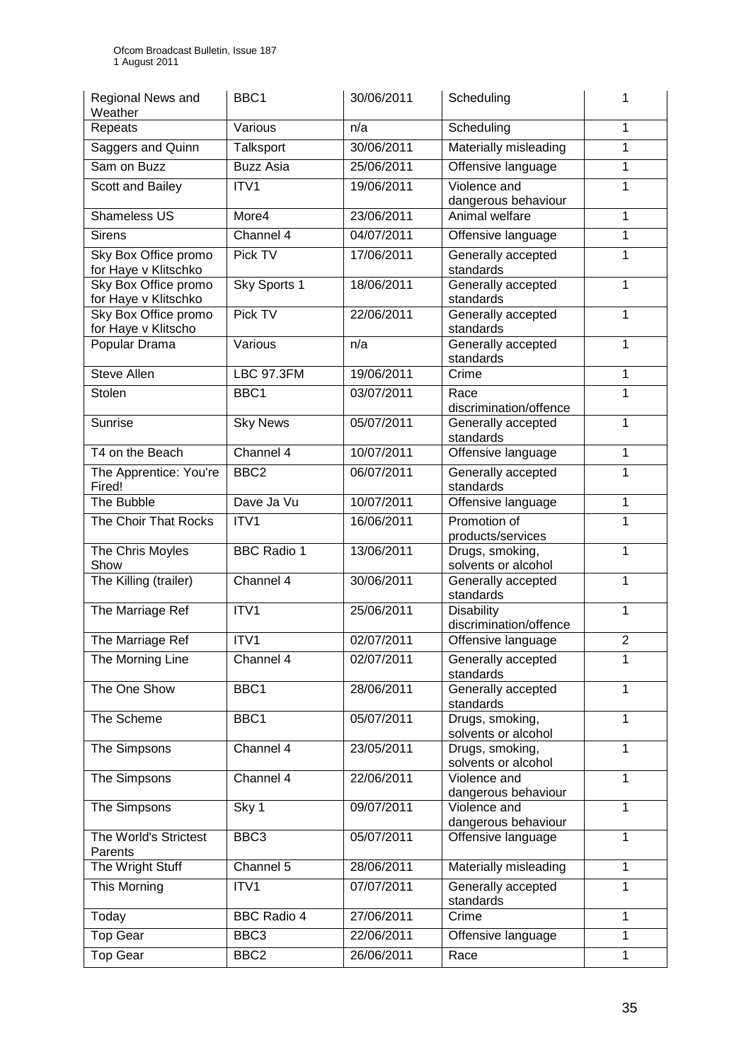| Regional News and Weather | BBC1 | 30/06/2011 | Scheduling | 1 |
|---|---|---|---|---|
| Repeats | Various | n/a | Scheduling | 1 |
| Saggers and Quinn | Talksport | 30/06/2011 | Materially misleading | 1 |
| Sam on Buzz | Buzz Asia | 25/06/2011 | Offensive language | 1 |
| Scott and Bailey | ITV1 | 19/06/2011 | Violence and dangerous behaviour | 1 |
| Shameless US | More4 | 23/06/2011 | Animal welfare | 1 |
| Sirens | Channel 4 | 04/07/2011 | Offensive language | 1 |
| Sky Box Office promo for Haye v Klitschko | Pick TV | 17/06/2011 | Generally accepted standards | 1 |
| Sky Box Office promo for Haye v Klitschko | Sky Sports 1 | 18/06/2011 | Generally accepted standards | 1 |
| Sky Box Office promo for Haye v Klitscho | Pick TV | 22/06/2011 | Generally accepted standards | 1 |
| Popular Drama | Various | n/a | Generally accepted standards | 1 |
| Steve Allen | LBC 97.3FM | 19/06/2011 | Crime | 1 |
| Stolen | BBC1 | 03/07/2011 | Race discrimination/offence | 1 |
| Sunrise | Sky News | 05/07/2011 | Generally accepted standards | 1 |
| T4 on the Beach | Channel 4 | 10/07/2011 | Offensive language | 1 |
| The Apprentice: You're Fired! | BBC2 | 06/07/2011 | Generally accepted standards | 1 |
| The Bubble | Dave Ja Vu | 10/07/2011 | Offensive language | 1 |
| The Choir That Rocks | ITV1 | 16/06/2011 | Promotion of products/services | 1 |
| The Chris Moyles Show | BBC Radio 1 | 13/06/2011 | Drugs, smoking, solvents or alcohol | 1 |
| The Killing (trailer) | Channel 4 | 30/06/2011 | Generally accepted standards | 1 |
| The Marriage Ref | ITV1 | 25/06/2011 | Disability discrimination/offence | 1 |
| The Marriage Ref | ITV1 | 02/07/2011 | Offensive language | 2 |
| The Morning Line | Channel 4 | 02/07/2011 | Generally accepted standards | 1 |
| The One Show | BBC1 | 28/06/2011 | Generally accepted standards | 1 |
| The Scheme | BBC1 | 05/07/2011 | Drugs, smoking, solvents or alcohol | 1 |
| The Simpsons | Channel 4 | 23/05/2011 | Drugs, smoking, solvents or alcohol | 1 |
| The Simpsons | Channel 4 | 22/06/2011 | Violence and dangerous behaviour | 1 |
| The Simpsons | Sky 1 | 09/07/2011 | Violence and dangerous behaviour | 1 |
| The World's Strictest Parents | BBC3 | 05/07/2011 | Offensive language | 1 |
| The Wright Stuff | Channel 5 | 28/06/2011 | Materially misleading | 1 |
| This Morning | ITV1 | 07/07/2011 | Generally accepted standards | 1 |
| Today | BBC Radio 4 | 27/06/2011 | Crime | 1 |
| Top Gear | BBC3 | 22/06/2011 | Offensive language | 1 |
| Top Gear | BBC2 | 26/06/2011 | Race | 1 |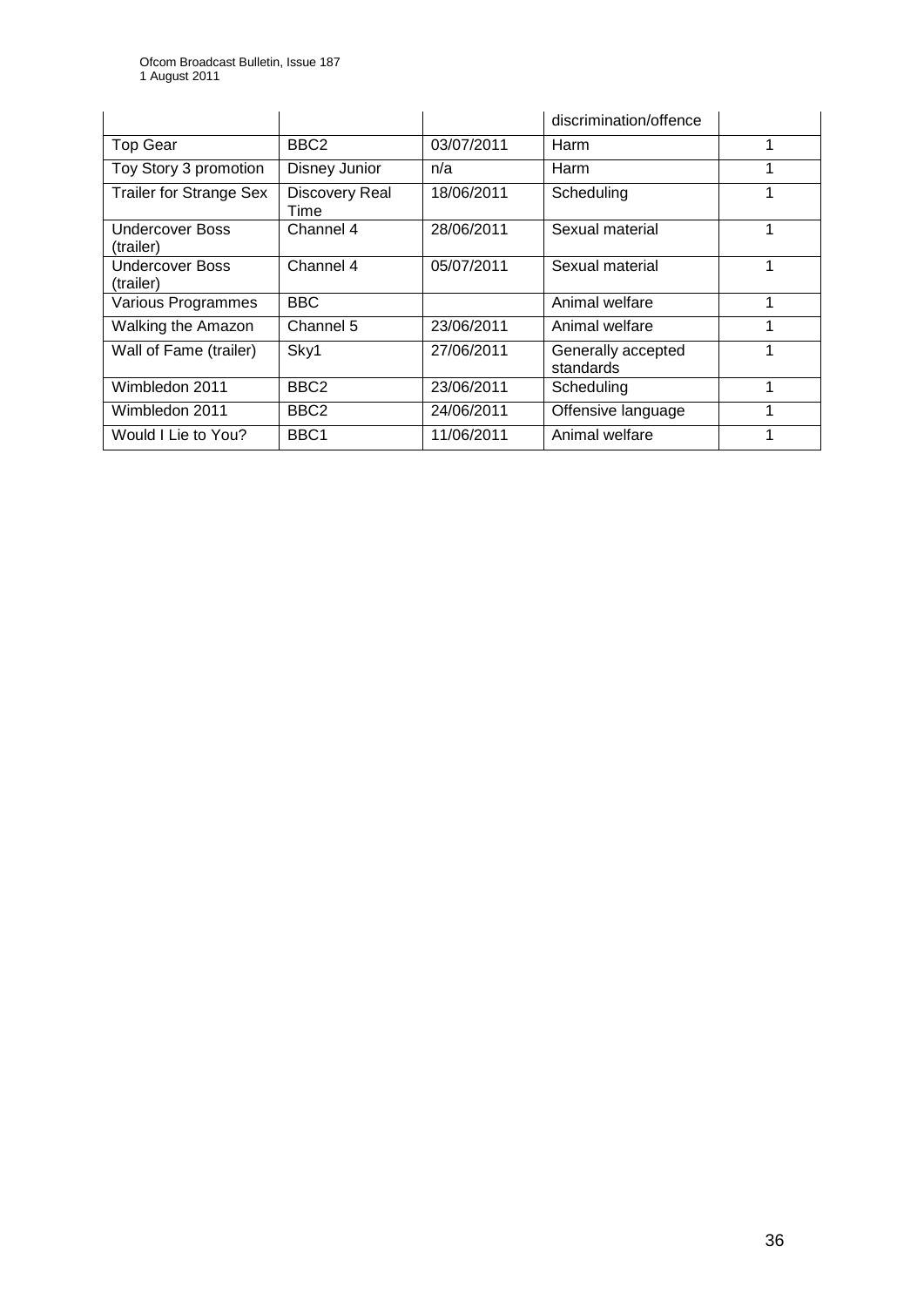| | | | discrimination/offence | |
|---|---|---|---|---|
| Top Gear | BBC2 | 03/07/2011 | Harm | 1 |
| Toy Story 3 promotion | Disney Junior | n/a | Harm | 1 |
| Trailer for Strange Sex | Discovery Real Time | 18/06/2011 | Scheduling | 1 |
| Undercover Boss (trailer) | Channel 4 | 28/06/2011 | Sexual material | 1 |
| Undercover Boss (trailer) | Channel 4 | 05/07/2011 | Sexual material | 1 |
| Various Programmes | BBC | | Animal welfare | 1 |
| Walking the Amazon | Channel 5 | 23/06/2011 | Animal welfare | 1 |
| Wall of Fame (trailer) | Sky1 | 27/06/2011 | Generally accepted standards | 1 |
| Wimbledon 2011 | BBC2 | 23/06/2011 | Scheduling | 1 |
| Wimbledon 2011 | BBC2 | 24/06/2011 | Offensive language | 1 |
| Would I Lie to You? | BBC1 | 11/06/2011 | Animal welfare | 1 |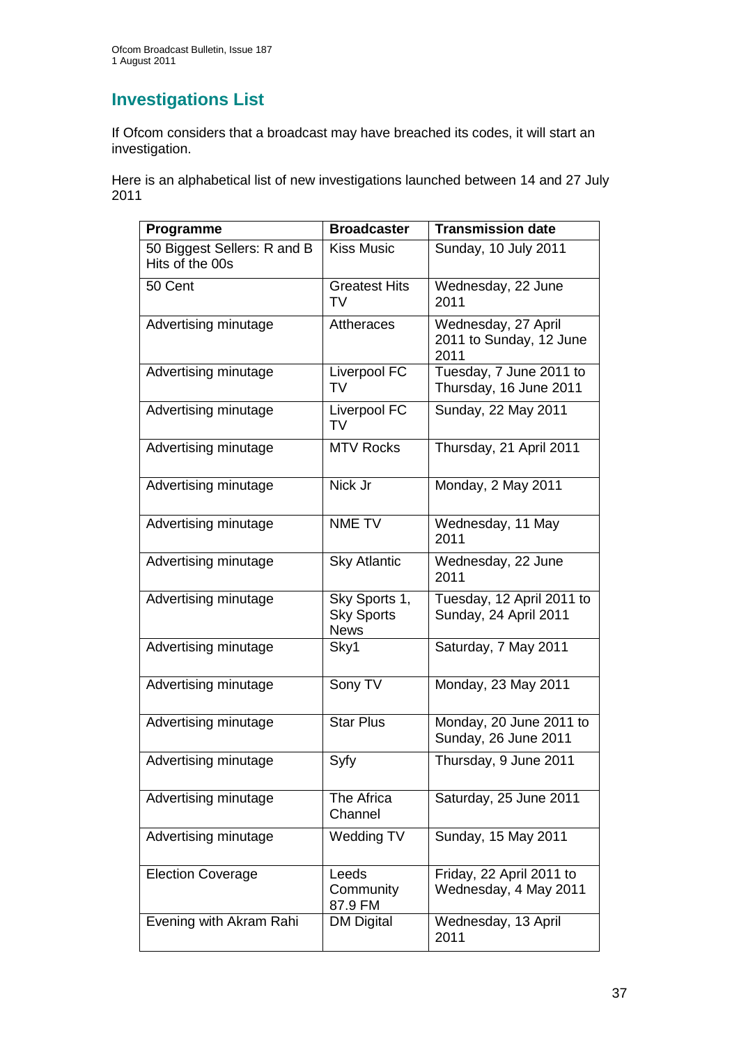## Investigations List

If Ofcom considers that a broadcast may have breached its codes, it will start an investigation.

Here is an alphabetical list of new investigations launched between 14 and 27 July 2011

| Programme | Broadcaster | Transmission date |
|---|---|---|
| 50 Biggest Sellers: R and B Hits of the 00s | Kiss Music | Sunday, 10 July 2011 |
| 50 Cent | Greatest Hits TV | Wednesday, 22 June 2011 |
| Advertising minutage | Attheraces | Wednesday, 27 April 2011 to Sunday, 12 June 2011 |
| Advertising minutage | Liverpool FC TV | Tuesday, 7 June 2011 to Thursday, 16 June 2011 |
| Advertising minutage | Liverpool FC TV | Sunday, 22 May 2011 |
| Advertising minutage | MTV Rocks | Thursday, 21 April 2011 |
| Advertising minutage | Nick Jr | Monday, 2 May 2011 |
| Advertising minutage | NME TV | Wednesday, 11 May 2011 |
| Advertising minutage | Sky Atlantic | Wednesday, 22 June 2011 |
| Advertising minutage | Sky Sports 1, Sky Sports News | Tuesday, 12 April 2011 to Sunday, 24 April 2011 |
| Advertising minutage | Sky1 | Saturday, 7 May 2011 |
| Advertising minutage | Sony TV | Monday, 23 May 2011 |
| Advertising minutage | Star Plus | Monday, 20 June 2011 to Sunday, 26 June 2011 |
| Advertising minutage | Syfy | Thursday, 9 June 2011 |
| Advertising minutage | The Africa Channel | Saturday, 25 June 2011 |
| Advertising minutage | Wedding TV | Sunday, 15 May 2011 |
| Election Coverage | Leeds Community 87.9 FM | Friday, 22 April 2011 to Wednesday, 4 May 2011 |
| Evening with Akram Rahi | DM Digital | Wednesday, 13 April 2011 |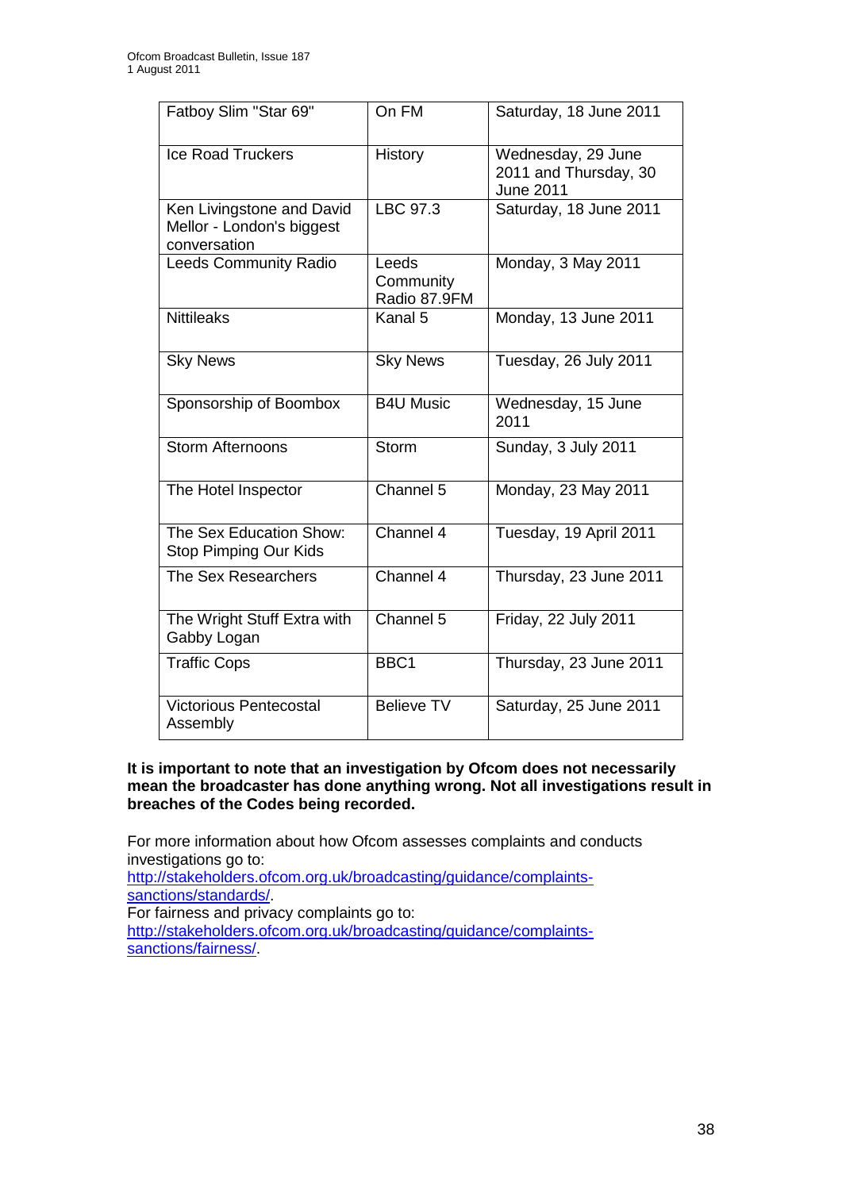| | | |
|---|---|---|
| Fatboy Slim "Star 69" | On FM | Saturday, 18 June 2011 |
| Ice Road Truckers | History | Wednesday, 29 June 2011 and Thursday, 30 June 2011 |
| Ken Livingstone and David Mellor - London's biggest conversation | LBC 97.3 | Saturday, 18 June 2011 |
| Leeds Community Radio | Leeds Community Radio 87.9FM | Monday, 3 May 2011 |
| Nittileaks | Kanal 5 | Monday, 13 June 2011 |
| Sky News | Sky News | Tuesday, 26 July 2011 |
| Sponsorship of Boombox | B4U Music | Wednesday, 15 June 2011 |
| Storm Afternoons | Storm | Sunday, 3 July 2011 |
| The Hotel Inspector | Channel 5 | Monday, 23 May 2011 |
| The Sex Education Show: Stop Pimping Our Kids | Channel 4 | Tuesday, 19 April 2011 |
| The Sex Researchers | Channel 4 | Thursday, 23 June 2011 |
| The Wright Stuff Extra with Gabby Logan | Channel 5 | Friday, 22 July 2011 |
| Traffic Cops | BBC1 | Thursday, 23 June 2011 |
| Victorious Pentecostal Assembly | Believe TV | Saturday, 25 June 2011 |

**It is important to note that an investigation by Ofcom does not necessarily mean the broadcaster has done anything wrong. Not all investigations result in breaches of the Codes being recorded.**

For more information about how Ofcom assesses complaints and conducts investigations go to:
http://stakeholders.ofcom.org.uk/broadcasting/guidance/complaints-sanctions/standards/.
For fairness and privacy complaints go to:
http://stakeholders.ofcom.org.uk/broadcasting/guidance/complaints-sanctions/fairness/.